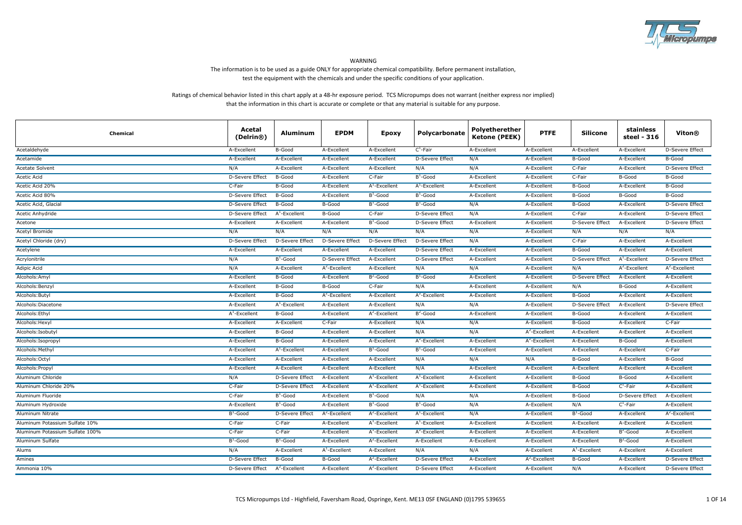WARNING

The information is to be used as a guide ONLY for appropriate chemical compatibility. Before permanent installation, test the equipment with the chemicals and under the specific conditions of your application.

Ratings of chemical behavior listed in this chart apply at a 48-hr exposure period. TCS Micropumps does not warrant (neither express nor implied) that the information in this chart is accurate or complete or that any material is suitable for any purpose.

| Chemical | Acetal (Delrin®) | Aluminum | EPDM | Epoxy | Polycarbonate | Polyetherether Ketone (PEEK) | PTFE | Silicone | stainless steel - 316 | Viton® |
|---|---|---|---|---|---|---|---|---|---|---|
| Acetaldehyde | A-Excellent | B-Good | A-Excellent | A-Excellent | C[1]-Fair | A-Excellent | A-Excellent | A-Excellent | A-Excellent | D-Severe Effect |
| Acetamide | A-Excellent | A-Excellent | A-Excellent | A-Excellent | D-Severe Effect | N/A | A-Excellent | B-Good | A-Excellent | B-Good |
| Acetate Solvent | N/A | A-Excellent | A-Excellent | A-Excellent | N/A | N/A | A-Excellent | C-Fair | A-Excellent | D-Severe Effect |
| Acetic Acid | D-Severe Effect | B-Good | A-Excellent | C-Fair | B[1]-Good | A-Excellent | A-Excellent | C-Fair | B-Good | B-Good |
| Acetic Acid 20% | C-Fair | B-Good | A-Excellent | A[1]-Excellent | A[1]-Excellent | A-Excellent | A-Excellent | B-Good | A-Excellent | B-Good |
| Acetic Acid 80% | D-Severe Effect | B-Good | A-Excellent | B[1]-Good | B[1]-Good | A-Excellent | A-Excellent | B-Good | B-Good | B-Good |
| Acetic Acid, Glacial | D-Severe Effect | B-Good | B-Good | B[1]-Good | B[1]-Good | N/A | A-Excellent | B-Good | A-Excellent | D-Severe Effect |
| Acetic Anhydride | D-Severe Effect | A[1]-Excellent | B-Good | C-Fair | D-Severe Effect | N/A | A-Excellent | C-Fair | A-Excellent | D-Severe Effect |
| Acetone | A-Excellent | A-Excellent | A-Excellent | B[1]-Good | D-Severe Effect | A-Excellent | A-Excellent | D-Severe Effect | A-Excellent | D-Severe Effect |
| Acetyl Bromide | N/A | N/A | N/A | N/A | N/A | N/A | A-Excellent | N/A | N/A | N/A |
| Acetyl Chloride (dry) | D-Severe Effect | D-Severe Effect | D-Severe Effect | D-Severe Effect | D-Severe Effect | N/A | A-Excellent | C-Fair | A-Excellent | A-Excellent |
| Acetylene | A-Excellent | A-Excellent | A-Excellent | A-Excellent | D-Severe Effect | A-Excellent | A-Excellent | B-Good | A-Excellent | A-Excellent |
| Acrylonitrile | N/A | B[1]-Good | D-Severe Effect | A-Excellent | D-Severe Effect | A-Excellent | A-Excellent | D-Severe Effect | A[1]-Excellent | D-Severe Effect |
| Adipic Acid | N/A | A-Excellent | A[2]-Excellent | A-Excellent | N/A | N/A | A-Excellent | N/A | A[2]-Excellent | A[2]-Excellent |
| Alcohols:Amyl | A-Excellent | B-Good | A-Excellent | B[2]-Good | B[1]-Good | A-Excellent | A-Excellent | D-Severe Effect | A-Excellent | A-Excellent |
| Alcohols:Benzyl | A-Excellent | B-Good | B-Good | C-Fair | N/A | A-Excellent | A-Excellent | N/A | B-Good | A-Excellent |
| Alcohols:Butyl | A-Excellent | B-Good | A[2]-Excellent | A-Excellent | A[2]-Excellent | A-Excellent | A-Excellent | B-Good | A-Excellent | A-Excellent |
| Alcohols:Diacetone | A-Excellent | A[1]-Excellent | A-Excellent | A-Excellent | N/A | N/A | A-Excellent | D-Severe Effect | A-Excellent | D-Severe Effect |
| Alcohols:Ethyl | A[1]-Excellent | B-Good | A-Excellent | A[2]-Excellent | B[2]-Good | A-Excellent | A-Excellent | B-Good | A-Excellent | A-Excellent |
| Alcohols:Hexyl | A-Excellent | A-Excellent | C-Fair | A-Excellent | N/A | N/A | A-Excellent | B-Good | A-Excellent | C-Fair |
| Alcohols:Isobutyl | A-Excellent | B-Good | A-Excellent | A-Excellent | N/A | N/A | A[2]-Excellent | A-Excellent | A-Excellent | A-Excellent |
| Alcohols:Isopropyl | A-Excellent | B-Good | A-Excellent | A-Excellent | A[2]-Excellent | A-Excellent | A[2]-Excellent | A-Excellent | B-Good | A-Excellent |
| Alcohols:Methyl | A-Excellent | A[1]-Excellent | A-Excellent | B[1]-Good | B[1]-Good | A-Excellent | A-Excellent | A-Excellent | A-Excellent | C-Fair |
| Alcohols:Octyl | A-Excellent | A-Excellent | A-Excellent | A-Excellent | N/A | N/A | N/A | B-Good | A-Excellent | B-Good |
| Alcohols:Propyl | A-Excellent | A-Excellent | A-Excellent | A-Excellent | N/A | A-Excellent | A-Excellent | A-Excellent | A-Excellent | A-Excellent |
| Aluminum Chloride | N/A | D-Severe Effect | A-Excellent | A[1]-Excellent | A[1]-Excellent | A-Excellent | A-Excellent | B-Good | B-Good | A-Excellent |
| Aluminum Chloride 20% | C-Fair | D-Severe Effect | A-Excellent | A[1]-Excellent | A[1]-Excellent | A-Excellent | A-Excellent | B-Good | C[1]-Fair | A-Excellent |
| Aluminum Fluoride | C-Fair | B[1]-Good | A-Excellent | B[1]-Good | N/A | N/A | A-Excellent | B-Good | D-Severe Effect | A-Excellent |
| Aluminum Hydroxide | A-Excellent | B[1]-Good | A-Excellent | B[1]-Good | B[1]-Good | N/A | A-Excellent | N/A | C[1]-Fair | A-Excellent |
| Aluminum Nitrate | B[1]-Good | D-Severe Effect | A[2]-Excellent | A[2]-Excellent | A[1]-Excellent | N/A | A-Excellent | B[1]-Good | A-Excellent | A[2]-Excellent |
| Aluminum Potassium Sulfate 10% | C-Fair | C-Fair | A-Excellent | A[1]-Excellent | A[1]-Excellent | A-Excellent | A-Excellent | A-Excellent | A-Excellent | A-Excellent |
| Aluminum Potassium Sulfate 100% | C-Fair | C-Fair | A-Excellent | A[1]-Excellent | A[2]-Excellent | A-Excellent | A-Excellent | A-Excellent | B[2]-Good | A-Excellent |
| Aluminum Sulfate | B[1]-Good | B[1]-Good | A-Excellent | A[2]-Excellent | A-Excellent | A-Excellent | A-Excellent | A-Excellent | B[2]-Good | A-Excellent |
| Alums | N/A | A-Excellent | A[1]-Excellent | A-Excellent | N/A | N/A | A-Excellent | A[1]-Excellent | A-Excellent | A-Excellent |
| Amines | D-Severe Effect | B-Good | B-Good | A[2]-Excellent | D-Severe Effect | A-Excellent | A[2]-Excellent | B-Good | A-Excellent | D-Severe Effect |
| Ammonia 10% | D-Severe Effect | A[2]-Excellent | A-Excellent | A[2]-Excellent | D-Severe Effect | A-Excellent | A-Excellent | N/A | A-Excellent | D-Severe Effect |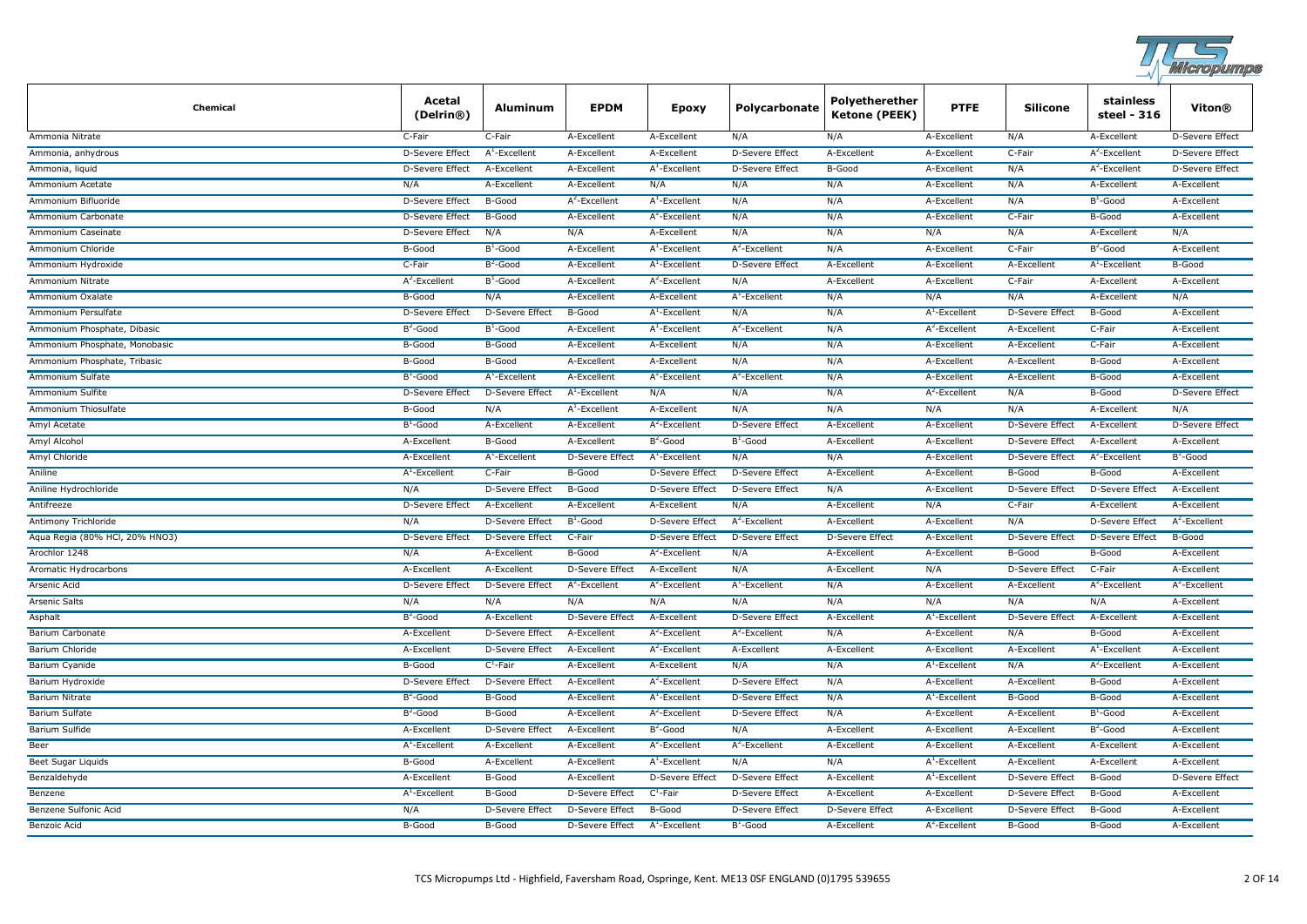| Chemical | Acetal (Delrin®) | Aluminum | EPDM | Epoxy | Polycarbonate | Polyetherether Ketone (PEEK) | PTFE | Silicone | stainless steel - 316 | Viton® |
|---|---|---|---|---|---|---|---|---|---|---|
| Ammonia Nitrate | C-Fair | C-Fair | A-Excellent | A-Excellent | N/A | N/A | A-Excellent | N/A | A-Excellent | D-Severe Effect |
| Ammonia, anhydrous | D-Severe Effect | A[1]-Excellent | A-Excellent | A-Excellent | D-Severe Effect | A-Excellent | A-Excellent | C-Fair | A[2]-Excellent | D-Severe Effect |
| Ammonia, liquid | D-Severe Effect | A-Excellent | A-Excellent | A[1]-Excellent | D-Severe Effect | B-Good | A-Excellent | N/A | A[2]-Excellent | D-Severe Effect |
| Ammonium Acetate | N/A | A-Excellent | A-Excellent | N/A | N/A | N/A | A-Excellent | N/A | A-Excellent | A-Excellent |
| Ammonium Bifluoride | D-Severe Effect | B-Good | A[2]-Excellent | A[1]-Excellent | N/A | N/A | A-Excellent | N/A | B[1]-Good | A-Excellent |
| Ammonium Carbonate | D-Severe Effect | B-Good | A-Excellent | A[2]-Excellent | N/A | N/A | A-Excellent | C-Fair | B-Good | A-Excellent |
| Ammonium Caseinate | D-Severe Effect | N/A | N/A | A-Excellent | N/A | N/A | N/A | N/A | A-Excellent | N/A |
| Ammonium Chloride | B-Good | B[1]-Good | A-Excellent | A[1]-Excellent | A[2]-Excellent | N/A | A-Excellent | C-Fair | B[2]-Good | A-Excellent |
| Ammonium Hydroxide | C-Fair | B[2]-Good | A-Excellent | A[1]-Excellent | D-Severe Effect | A-Excellent | A-Excellent | A-Excellent | A[1]-Excellent | B-Good |
| Ammonium Nitrate | A[2]-Excellent | B[1]-Good | A-Excellent | A[2]-Excellent | N/A | A-Excellent | A-Excellent | C-Fair | A-Excellent | A-Excellent |
| Ammonium Oxalate | B-Good | N/A | A-Excellent | A-Excellent | A[1]-Excellent | N/A | N/A | N/A | A-Excellent | N/A |
| Ammonium Persulfate | D-Severe Effect | D-Severe Effect | B-Good | A[1]-Excellent | N/A | N/A | A[1]-Excellent | D-Severe Effect | B-Good | A-Excellent |
| Ammonium Phosphate, Dibasic | B[2]-Good | B[1]-Good | A-Excellent | A[1]-Excellent | A[2]-Excellent | N/A | A[2]-Excellent | A-Excellent | C-Fair | A-Excellent |
| Ammonium Phosphate, Monobasic | B-Good | B-Good | A-Excellent | A-Excellent | N/A | N/A | A-Excellent | A-Excellent | C-Fair | A-Excellent |
| Ammonium Phosphate, Tribasic | B-Good | B-Good | A-Excellent | A-Excellent | N/A | N/A | A-Excellent | A-Excellent | B-Good | A-Excellent |
| Ammonium Sulfate | B[1]-Good | A[1]-Excellent | A-Excellent | A[2]-Excellent | A[2]-Excellent | N/A | A-Excellent | A-Excellent | B-Good | A-Excellent |
| Ammonium Sulfite | D-Severe Effect | D-Severe Effect | A[1]-Excellent | N/A | N/A | N/A | A[2]-Excellent | N/A | B-Good | D-Severe Effect |
| Ammonium Thiosulfate | B-Good | N/A | A[1]-Excellent | A-Excellent | N/A | N/A | N/A | N/A | A-Excellent | N/A |
| Amyl Acetate | B[1]-Good | A-Excellent | A-Excellent | A[2]-Excellent | D-Severe Effect | A-Excellent | A-Excellent | D-Severe Effect | A-Excellent | D-Severe Effect |
| Amyl Alcohol | A-Excellent | B-Good | A-Excellent | B[2]-Good | B[1]-Good | A-Excellent | A-Excellent | D-Severe Effect | A-Excellent | A-Excellent |
| Amyl Chloride | A-Excellent | A[1]-Excellent | D-Severe Effect | A[1]-Excellent | N/A | N/A | A-Excellent | D-Severe Effect | A[2]-Excellent | B[1]-Good |
| Aniline | A[1]-Excellent | C-Fair | B-Good | D-Severe Effect | D-Severe Effect | A-Excellent | A-Excellent | B-Good | B-Good | A-Excellent |
| Aniline Hydrochloride | N/A | D-Severe Effect | B-Good | D-Severe Effect | D-Severe Effect | N/A | A-Excellent | D-Severe Effect | D-Severe Effect | A-Excellent |
| Antifreeze | D-Severe Effect | A-Excellent | A-Excellent | A-Excellent | N/A | A-Excellent | N/A | C-Fair | A-Excellent | A-Excellent |
| Antimony Trichloride | N/A | D-Severe Effect | B[1]-Good | D-Severe Effect | A[2]-Excellent | A-Excellent | A-Excellent | N/A | D-Severe Effect | A[2]-Excellent |
| Aqua Regia (80% HCl, 20% HNO3) | D-Severe Effect | D-Severe Effect | C-Fair | D-Severe Effect | D-Severe Effect | D-Severe Effect | A-Excellent | D-Severe Effect | D-Severe Effect | B-Good |
| Arochlor 1248 | N/A | A-Excellent | B-Good | A[2]-Excellent | N/A | A-Excellent | A-Excellent | B-Good | B-Good | A-Excellent |
| Aromatic Hydrocarbons | A-Excellent | A-Excellent | D-Severe Effect | A-Excellent | N/A | A-Excellent | N/A | D-Severe Effect | C-Fair | A-Excellent |
| Arsenic Acid | D-Severe Effect | D-Severe Effect | A[2]-Excellent | A[2]-Excellent | A[1]-Excellent | N/A | A-Excellent | A-Excellent | A[2]-Excellent | A[2]-Excellent |
| Arsenic Salts | N/A | N/A | N/A | N/A | N/A | N/A | N/A | N/A | N/A | A-Excellent |
| Asphalt | B[2]-Good | A-Excellent | D-Severe Effect | A-Excellent | D-Severe Effect | A-Excellent | A[1]-Excellent | D-Severe Effect | A-Excellent | A-Excellent |
| Barium Carbonate | A-Excellent | D-Severe Effect | A-Excellent | A[2]-Excellent | A[2]-Excellent | N/A | A-Excellent | N/A | B-Good | A-Excellent |
| Barium Chloride | A-Excellent | D-Severe Effect | A-Excellent | A[2]-Excellent | A-Excellent | A-Excellent | A-Excellent | A-Excellent | A[1]-Excellent | A-Excellent |
| Barium Cyanide | B-Good | C[1]-Fair | A-Excellent | A-Excellent | N/A | N/A | A[1]-Excellent | N/A | A[2]-Excellent | A-Excellent |
| Barium Hydroxide | D-Severe Effect | D-Severe Effect | A-Excellent | A[2]-Excellent | D-Severe Effect | N/A | A-Excellent | A-Excellent | B-Good | A-Excellent |
| Barium Nitrate | B[2]-Good | B-Good | A-Excellent | A[1]-Excellent | D-Severe Effect | N/A | A[1]-Excellent | B-Good | B-Good | A-Excellent |
| Barium Sulfate | B[2]-Good | B-Good | A-Excellent | A[2]-Excellent | D-Severe Effect | N/A | A-Excellent | A-Excellent | B[1]-Good | A-Excellent |
| Barium Sulfide | A-Excellent | D-Severe Effect | A-Excellent | B[2]-Good | N/A | A-Excellent | A-Excellent | A-Excellent | B[2]-Good | A-Excellent |
| Beer | A[1]-Excellent | A-Excellent | A-Excellent | A[2]-Excellent | A[2]-Excellent | A-Excellent | A-Excellent | A-Excellent | A-Excellent | A-Excellent |
| Beet Sugar Liquids | B-Good | A-Excellent | A-Excellent | A[1]-Excellent | N/A | N/A | A[1]-Excellent | A-Excellent | A-Excellent | A-Excellent |
| Benzaldehyde | A-Excellent | B-Good | A-Excellent | D-Severe Effect | D-Severe Effect | A-Excellent | A[1]-Excellent | D-Severe Effect | B-Good | D-Severe Effect |
| Benzene | A[1]-Excellent | B-Good | D-Severe Effect | C[1]-Fair | D-Severe Effect | A-Excellent | A-Excellent | D-Severe Effect | B-Good | A-Excellent |
| Benzene Sulfonic Acid | N/A | D-Severe Effect | D-Severe Effect | B-Good | D-Severe Effect | D-Severe Effect | A-Excellent | D-Severe Effect | B-Good | A-Excellent |
| Benzoic Acid | B-Good | B-Good | D-Severe Effect | A[1]-Excellent | B[1]-Good | A-Excellent | A[2]-Excellent | B-Good | B-Good | A-Excellent |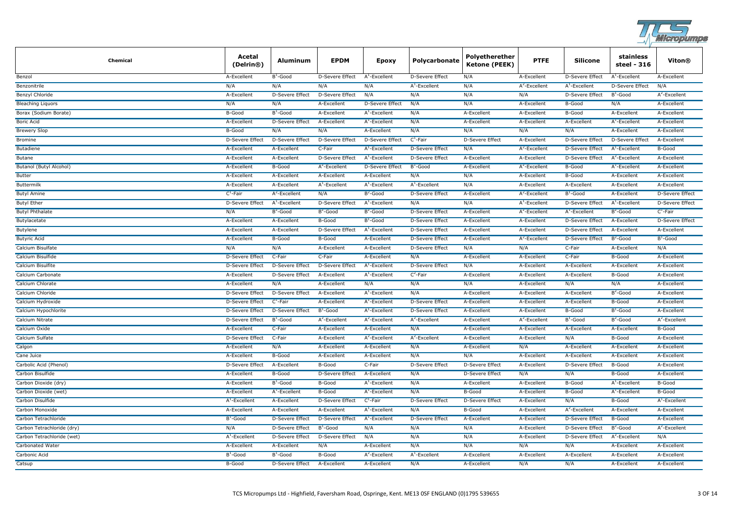| Chemical | Acetal (Delrin®) | Aluminum | EPDM | Epoxy | Polycarbonate | Polyetherether Ketone (PEEK) | PTFE | Silicone | stainless steel - 316 | Viton® |
|---|---|---|---|---|---|---|---|---|---|---|
| Benzol | A-Excellent | B[1]-Good | D-Severe Effect | A[1]-Excellent | D-Severe Effect | N/A | A-Excellent | D-Severe Effect | A[1]-Excellent | A-Excellent |
| Benzonitrile | N/A | N/A | N/A | N/A | A[1]-Excellent | N/A | A[2]-Excellent | A[1]-Excellent | D-Severe Effect | N/A |
| Benzyl Chloride | A-Excellent | D-Severe Effect | D-Severe Effect | N/A | N/A | N/A | N/A | D-Severe Effect | B[1]-Good | A[2]-Excellent |
| Bleaching Liquors | N/A | N/A | A-Excellent | D-Severe Effect | N/A | N/A | A-Excellent | B-Good | N/A | A-Excellent |
| Borax (Sodium Borate) | B-Good | B[1]-Good | A-Excellent | A[1]-Excellent | N/A | A-Excellent | A-Excellent | B-Good | A-Excellent | A-Excellent |
| Boric Acid | A-Excellent | D-Severe Effect | A-Excellent | A[1]-Excellent | N/A | A-Excellent | A-Excellent | A-Excellent | A[1]-Excellent | A-Excellent |
| Brewery Slop | B-Good | N/A | N/A | A-Excellent | N/A | N/A | N/A | N/A | A-Excellent | A-Excellent |
| Bromine | D-Severe Effect | D-Severe Effect | D-Severe Effect | D-Severe Effect | C[1]-Fair | D-Severe Effect | A-Excellent | D-Severe Effect | D-Severe Effect | A-Excellent |
| Butadiene | A-Excellent | A-Excellent | C-Fair | A[1]-Excellent | D-Severe Effect | N/A | A[2]-Excellent | D-Severe Effect | A[1]-Excellent | B-Good |
| Butane | A-Excellent | A-Excellent | D-Severe Effect | A[1]-Excellent | D-Severe Effect | A-Excellent | A-Excellent | D-Severe Effect | A[2]-Excellent | A-Excellent |
| Butanol (Butyl Alcohol) | A-Excellent | B-Good | A[2]-Excellent | D-Severe Effect | B[1]-Good | A-Excellent | A[2]-Excellent | B-Good | A[1]-Excellent | A-Excellent |
| Butter | A-Excellent | A-Excellent | A-Excellent | A-Excellent | N/A | N/A | A-Excellent | B-Good | A-Excellent | A-Excellent |
| Buttermilk | A-Excellent | A-Excellent | A[1]-Excellent | A[1]-Excellent | A[1]-Excellent | N/A | A-Excellent | A-Excellent | A-Excellent | A-Excellent |
| Butyl Amine | C[1]-Fair | A[2]-Excellent | N/A | B[2]-Good | D-Severe Effect | A-Excellent | A[2]-Excellent | B[1]-Good | A-Excellent | D-Severe Effect |
| Butyl Ether | D-Severe Effect | A[1]-Excellent | D-Severe Effect | A[1]-Excellent | N/A | N/A | A[1]-Excellent | D-Severe Effect | A[1]-Excellent | D-Severe Effect |
| Butyl Phthalate | N/A | B[2]-Good | B[2]-Good | B[2]-Good | D-Severe Effect | A-Excellent | A[2]-Excellent | A[1]-Excellent | B[2]-Good | C[2]-Fair |
| Butylacetate | A-Excellent | A-Excellent | B-Good | B[1]-Good | D-Severe Effect | A-Excellent | A-Excellent | D-Severe Effect | A-Excellent | D-Severe Effect |
| Butylene | A-Excellent | A-Excellent | D-Severe Effect | A[1]-Excellent | D-Severe Effect | A-Excellent | A-Excellent | D-Severe Effect | A-Excellent | A-Excellent |
| Butyric Acid | A-Excellent | B-Good | B-Good | A-Excellent | D-Severe Effect | A-Excellent | A[2]-Excellent | D-Severe Effect | B[2]-Good | B[1]-Good |
| Calcium Bisulfate | N/A | N/A | A-Excellent | A-Excellent | D-Severe Effect | N/A | N/A | C-Fair | A-Excellent | N/A |
| Calcium Bisulfide | D-Severe Effect | C-Fair | C-Fair | A-Excellent | N/A | A-Excellent | A-Excellent | C-Fair | B-Good | A-Excellent |
| Calcium Bisulfite | D-Severe Effect | D-Severe Effect | D-Severe Effect | A[1]-Excellent | D-Severe Effect | N/A | A-Excellent | A-Excellent | A-Excellent | A-Excellent |
| Calcium Carbonate | A-Excellent | D-Severe Effect | A-Excellent | A[1]-Excellent | C[2]-Fair | A-Excellent | A-Excellent | A-Excellent | B-Good | A-Excellent |
| Calcium Chlorate | A-Excellent | N/A | A-Excellent | N/A | N/A | N/A | A-Excellent | N/A | N/A | A-Excellent |
| Calcium Chloride | D-Severe Effect | D-Severe Effect | A-Excellent | A[1]-Excellent | N/A | A-Excellent | A-Excellent | A-Excellent | B[2]-Good | A-Excellent |
| Calcium Hydroxide | D-Severe Effect | C[1]-Fair | A-Excellent | A[1]-Excellent | D-Severe Effect | A-Excellent | A-Excellent | A-Excellent | B-Good | A-Excellent |
| Calcium Hypochlorite | D-Severe Effect | D-Severe Effect | B[1]-Good | A[1]-Excellent | D-Severe Effect | A-Excellent | A-Excellent | B-Good | B[1]-Good | A-Excellent |
| Calcium Nitrate | D-Severe Effect | B[1]-Good | A[2]-Excellent | A[2]-Excellent | A[2]-Excellent | A-Excellent | A[2]-Excellent | B[1]-Good | B[2]-Good | A[2]-Excellent |
| Calcium Oxide | A-Excellent | C-Fair | A-Excellent | A-Excellent | N/A | A-Excellent | A-Excellent | A-Excellent | A-Excellent | B-Good |
| Calcium Sulfate | D-Severe Effect | C-Fair | A-Excellent | A[2]-Excellent | A[2]-Excellent | A-Excellent | A-Excellent | N/A | B-Good | A-Excellent |
| Calgon | A-Excellent | N/A | A-Excellent | A-Excellent | N/A | A-Excellent | N/A | A-Excellent | A-Excellent | A-Excellent |
| Cane Juice | A-Excellent | B-Good | A-Excellent | A-Excellent | N/A | N/A | A-Excellent | A-Excellent | A-Excellent | A-Excellent |
| Carbolic Acid (Phenol) | D-Severe Effect | A-Excellent | B-Good | C-Fair | D-Severe Effect | D-Severe Effect | A-Excellent | D-Severe Effect | B-Good | A-Excellent |
| Carbon Bisulfide | A-Excellent | B-Good | D-Severe Effect | A-Excellent | N/A | D-Severe Effect | N/A | N/A | B-Good | A-Excellent |
| Carbon Dioxide (dry) | A-Excellent | B[1]-Good | B-Good | A[1]-Excellent | N/A | A-Excellent | A-Excellent | B-Good | A[1]-Excellent | B-Good |
| Carbon Dioxide (wet) | A-Excellent | A[1]-Excellent | B-Good | A[1]-Excellent | N/A | B-Good | A-Excellent | B-Good | A[1]-Excellent | B-Good |
| Carbon Disulfide | A[1]-Excellent | A-Excellent | D-Severe Effect | C[1]-Fair | D-Severe Effect | D-Severe Effect | A-Excellent | N/A | B-Good | A[1]-Excellent |
| Carbon Monoxide | A-Excellent | A-Excellent | A-Excellent | A[1]-Excellent | N/A | B-Good | A-Excellent | A[2]-Excellent | A-Excellent | A-Excellent |
| Carbon Tetrachloride | B[1]-Good | D-Severe Effect | D-Severe Effect | A[1]-Excellent | D-Severe Effect | A-Excellent | A-Excellent | D-Severe Effect | B-Good | A-Excellent |
| Carbon Tetrachloride (dry) | N/A | D-Severe Effect | B[1]-Good | N/A | N/A | N/A | A-Excellent | D-Severe Effect | B[2]-Good | A[2]-Excellent |
| Carbon Tetrachloride (wet) | A[1]-Excellent | D-Severe Effect | D-Severe Effect | N/A | N/A | N/A | A-Excellent | D-Severe Effect | A[2]-Excellent | N/A |
| Carbonated Water | A-Excellent | A-Excellent | N/A | A-Excellent | N/A | N/A | N/A | N/A | A-Excellent | A-Excellent |
| Carbonic Acid | B[1]-Good | B[1]-Good | B-Good | A[2]-Excellent | A[1]-Excellent | A-Excellent | A-Excellent | A-Excellent | A-Excellent | A-Excellent |
| Catsup | B-Good | D-Severe Effect | A-Excellent | A-Excellent | N/A | A-Excellent | N/A | N/A | A-Excellent | A-Excellent |

TCS Micropumps Ltd - Highfield, Faversham Road, Ospringe, Kent. ME13 0SF ENGLAND (0)1795 539655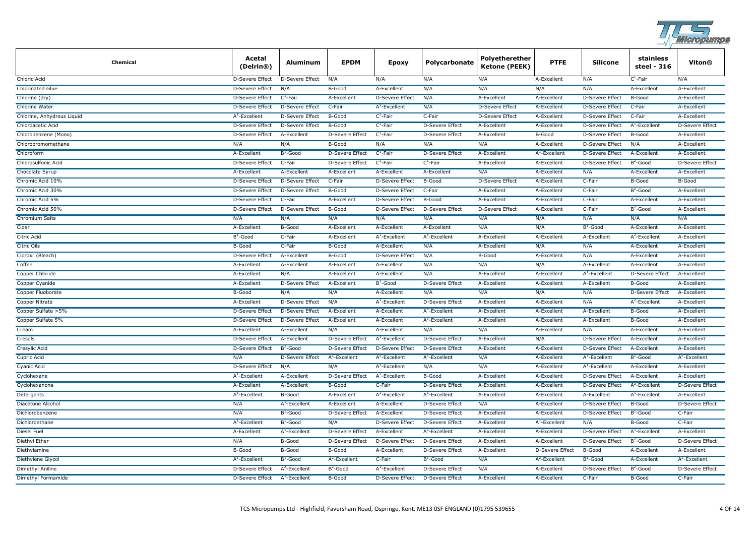| Chemical | Acetal (Delrin®) | Aluminum | EPDM | Epoxy | Polycarbonate | Polyetherether Ketone (PEEK) | PTFE | Silicone | stainless steel - 316 | Viton® |
|---|---|---|---|---|---|---|---|---|---|---|
| Chloric Acid | D-Severe Effect | D-Severe Effect | N/A | N/A | N/A | N/A | A-Excellent | N/A | C[2]-Fair | N/A |
| Chlorinated Glue | D-Severe Effect | N/A | B-Good | A-Excellent | N/A | N/A | N/A | N/A | A-Excellent | A-Excellent |
| Chlorine (dry) | D-Severe Effect | C[1]-Fair | A-Excellent | D-Severe Effect | N/A | A-Excellent | A-Excellent | D-Severe Effect | B-Good | A-Excellent |
| Chlorine Water | D-Severe Effect | D-Severe Effect | C-Fair | A[1]-Excellent | N/A | D-Severe Effect | A-Excellent | D-Severe Effect | C-Fair | A-Excellent |
| Chlorine, Anhydrous Liquid | A[1]-Excellent | D-Severe Effect | B-Good | C[1]-Fair | C-Fair | D-Severe Effect | A-Excellent | D-Severe Effect | C-Fair | A-Excellent |
| Chloroacetic Acid | D-Severe Effect | D-Severe Effect | B-Good | C[1]-Fair | D-Severe Effect | A-Excellent | A-Excellent | D-Severe Effect | A[2]-Excellent | D-Severe Effect |
| Chlorobenzene (Mono) | D-Severe Effect | A-Excellent | D-Severe Effect | C[1]-Fair | D-Severe Effect | A-Excellent | B-Good | D-Severe Effect | B-Good | A-Excellent |
| Chlorobromomethane | N/A | N/A | B-Good | N/A | N/A | N/A | A-Excellent | D-Severe Effect | N/A | A-Excellent |
| Chloroform | A-Excellent | B[1]-Good | D-Severe Effect | C[1]-Fair | D-Severe Effect | A-Excellent | A[1]-Excellent | D-Severe Effect | A-Excellent | A-Excellent |
| Chlorosulfonic Acid | D-Severe Effect | C-Fair | D-Severe Effect | C[1]-Fair | C[1]-Fair | A-Excellent | A-Excellent | D-Severe Effect | B[2]-Good | D-Severe Effect |
| Chocolate Syrup | A-Excellent | A-Excellent | A-Excellent | A-Excellent | A-Excellent | N/A | A-Excellent | N/A | A-Excellent | A-Excellent |
| Chromic Acid 10% | D-Severe Effect | D-Severe Effect | C-Fair | D-Severe Effect | B-Good | D-Severe Effect | A-Excellent | C-Fair | B-Good | B-Good |
| Chromic Acid 30% | D-Severe Effect | D-Severe Effect | B-Good | D-Severe Effect | C-Fair | A-Excellent | A-Excellent | C-Fair | B[2]-Good | A-Excellent |
| Chromic Acid 5% | D-Severe Effect | C-Fair | A-Excellent | D-Severe Effect | B-Good | A-Excellent | A-Excellent | C-Fair | A-Excellent | A-Excellent |
| Chromic Acid 50% | D-Severe Effect | D-Severe Effect | B-Good | D-Severe Effect | D-Severe Effect | D-Severe Effect | A-Excellent | C-Fair | B[2]-Good | A-Excellent |
| Chromium Salts | N/A | N/A | N/A | N/A | N/A | N/A | N/A | N/A | N/A | N/A |
| Cider | A-Excellent | B-Good | A-Excellent | A-Excellent | A-Excellent | N/A | N/A | B[1]-Good | A-Excellent | A-Excellent |
| Citric Acid | B[1]-Good | C-Fair | A-Excellent | A[1]-Excellent | A[1]-Excellent | A-Excellent | A-Excellent | A-Excellent | A[2]-Excellent | A-Excellent |
| Citric Oils | B-Good | C-Fair | B-Good | A-Excellent | N/A | A-Excellent | N/A | N/A | A-Excellent | A-Excellent |
| Cloroxr (Bleach) | D-Severe Effect | A-Excellent | B-Good | D-Severe Effect | N/A | B-Good | A-Excellent | N/A | A-Excellent | A-Excellent |
| Coffee | A-Excellent | A-Excellent | A-Excellent | A-Excellent | N/A | N/A | N/A | A-Excellent | A-Excellent | A-Excellent |
| Copper Chloride | A-Excellent | N/A | A-Excellent | A-Excellent | N/A | A-Excellent | A-Excellent | A[1]-Excellent | D-Severe Effect | A-Excellent |
| Copper Cyanide | A-Excellent | D-Severe Effect | A-Excellent | B[1]-Good | D-Severe Effect | A-Excellent | A-Excellent | A-Excellent | B-Good | A-Excellent |
| Copper Fluoborate | B-Good | N/A | N/A | A-Excellent | N/A | N/A | N/A | N/A | D-Severe Effect | A-Excellent |
| Copper Nitrate | A-Excellent | D-Severe Effect | N/A | A[1]-Excellent | D-Severe Effect | A-Excellent | A-Excellent | N/A | A[2]-Excellent | A-Excellent |
| Copper Sulfate >5% | D-Severe Effect | D-Severe Effect | A-Excellent | A-Excellent | A[1]-Excellent | A-Excellent | A-Excellent | A-Excellent | B-Good | A-Excellent |
| Copper Sulfate 5% | D-Severe Effect | D-Severe Effect | A-Excellent | A-Excellent | A[1]-Excellent | A-Excellent | A-Excellent | A-Excellent | B-Good | A-Excellent |
| Cream | A-Excellent | A-Excellent | N/A | A-Excellent | N/A | N/A | A-Excellent | N/A | A-Excellent | A-Excellent |
| Cresols | D-Severe Effect | A-Excellent | D-Severe Effect | A[1]-Excellent | D-Severe Effect | A-Excellent | N/A | D-Severe Effect | A-Excellent | A-Excellent |
| Cresylic Acid | D-Severe Effect | B[2]-Good | D-Severe Effect | D-Severe Effect | D-Severe Effect | A-Excellent | A-Excellent | D-Severe Effect | A-Excellent | A-Excellent |
| Cupric Acid | N/A | D-Severe Effect | A[2]-Excellent | A[2]-Excellent | A[1]-Excellent | N/A | A-Excellent | A[1]-Excellent | B[2]-Good | A[2]-Excellent |
| Cyanic Acid | D-Severe Effect | N/A | N/A | A[1]-Excellent | N/A | N/A | A-Excellent | A[1]-Excellent | A-Excellent | A-Excellent |
| Cyclohexane | A[1]-Excellent | A-Excellent | D-Severe Effect | A[2]-Excellent | B-Good | A-Excellent | A-Excellent | D-Severe Effect | A-Excellent | A-Excellent |
| Cyclohexanone | A-Excellent | A-Excellent | B-Good | C-Fair | D-Severe Effect | A-Excellent | A-Excellent | D-Severe Effect | A[2]-Excellent | D-Severe Effect |
| Detergents | A[1]-Excellent | B-Good | A-Excellent | A[1]-Excellent | A[1]-Excellent | A-Excellent | A-Excellent | A-Excellent | A[1]-Excellent | A-Excellent |
| Diacetone Alcohol | N/A | A[1]-Excellent | A-Excellent | A-Excellent | D-Severe Effect | N/A | A-Excellent | D-Severe Effect | B-Good | D-Severe Effect |
| Dichlorobenzene | N/A | B[1]-Good | D-Severe Effect | A-Excellent | D-Severe Effect | A-Excellent | A-Excellent | D-Severe Effect | B[1]-Good | C-Fair |
| Dichloroethane | A[1]-Excellent | B[1]-Good | N/A | D-Severe Effect | D-Severe Effect | A-Excellent | A[1]-Excellent | N/A | B-Good | C-Fair |
| Diesel Fuel | A-Excellent | A[1]-Excellent | D-Severe Effect | A-Excellent | A[2]-Excellent | A-Excellent | A-Excellent | D-Severe Effect | A[1]-Excellent | A-Excellent |
| Diethyl Ether | N/A | B-Good | D-Severe Effect | D-Severe Effect | D-Severe Effect | A-Excellent | A-Excellent | D-Severe Effect | B[2]-Good | D-Severe Effect |
| Diethylamine | B-Good | B-Good | B-Good | A-Excellent | D-Severe Effect | A-Excellent | D-Severe Effect | B-Good | A-Excellent | A-Excellent |
| Diethylene Glycol | A[1]-Excellent | B[1]-Good | A[2]-Excellent | C-Fair | B[1]-Good | N/A | A[2]-Excellent | B[1]-Good | A-Excellent | A[2]-Excellent |
| Dimethyl Aniline | D-Severe Effect | A[2]-Excellent | B[2]-Good | A[1]-Excellent | D-Severe Effect | N/A | A-Excellent | D-Severe Effect | B[2]-Good | D-Severe Effect |
| Dimethyl Formamide | D-Severe Effect | A[1]-Excellent | B-Good | D-Severe Effect | D-Severe Effect | A-Excellent | A-Excellent | C-Fair | B-Good | C-Fair |

TCS Micropumps Ltd - Highfield, Faversham Road, Ospringe, Kent. ME13 0SF ENGLAND (0)1795 539655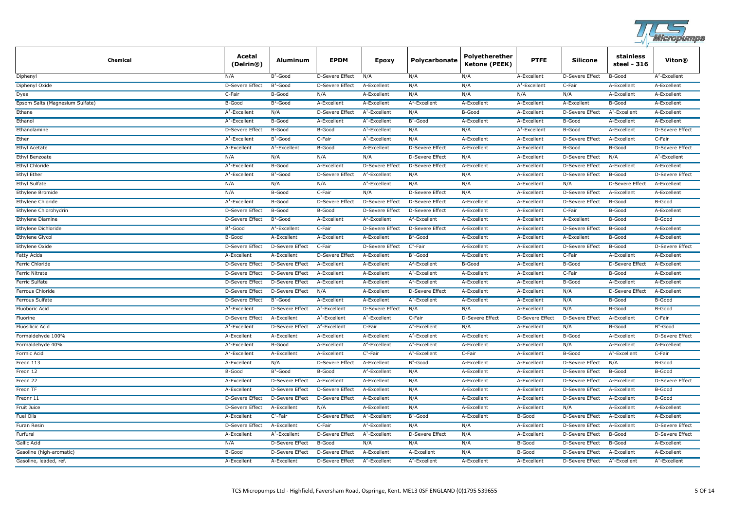| Chemical | Acetal (Delrin®) | Aluminum | EPDM | Epoxy | Polycarbonate | Polyetherether Ketone (PEEK) | PTFE | Silicone | stainless steel - 316 | Viton® |
|---|---|---|---|---|---|---|---|---|---|---|
| Diphenyl | N/A | $B^2$-Good | D-Severe Effect | N/A | N/A | N/A | A-Excellent | D-Severe Effect | B-Good | $A^2$-Excellent |
| Diphenyl Oxide | D-Severe Effect | $B^1$-Good | D-Severe Effect | A-Excellent | N/A | N/A | $A^1$-Excellent | C-Fair | A-Excellent | A-Excellent |
| Dyes | C-Fair | B-Good | N/A | A-Excellent | N/A | N/A | N/A | N/A | A-Excellent | A-Excellent |
| Epsom Salts (Magnesium Sulfate) | B-Good | $B^1$-Good | A-Excellent | A-Excellent | $A^1$-Excellent | A-Excellent | A-Excellent | A-Excellent | B-Good | A-Excellent |
| Ethane | $A^1$-Excellent | N/A | D-Severe Effect | $A^1$-Excellent | N/A | B-Good | A-Excellent | D-Severe Effect | $A^1$-Excellent | A-Excellent |
| Ethanol | $A^1$-Excellent | B-Good | A-Excellent | $A^2$-Excellent | $B^2$-Good | A-Excellent | A-Excellent | B-Good | A-Excellent | A-Excellent |
| Ethanolamine | D-Severe Effect | B-Good | B-Good | $A^1$-Excellent | N/A | N/A | $A^1$-Excellent | B-Good | A-Excellent | D-Severe Effect |
| Ether | $A^1$-Excellent | $B^1$-Good | C-Fair | $A^1$-Excellent | N/A | A-Excellent | A-Excellent | D-Severe Effect | A-Excellent | C-Fair |
| Ethyl Acetate | A-Excellent | $A^2$-Excellent | B-Good | A-Excellent | D-Severe Effect | A-Excellent | A-Excellent | B-Good | B-Good | D-Severe Effect |
| Ethyl Benzoate | N/A | N/A | N/A | N/A | D-Severe Effect | N/A | A-Excellent | D-Severe Effect | N/A | $A^1$-Excellent |
| Ethyl Chloride | $A^1$-Excellent | B-Good | A-Excellent | D-Severe Effect | D-Severe Effect | A-Excellent | A-Excellent | D-Severe Effect | A-Excellent | A-Excellent |
| Ethyl Ether | $A^1$-Excellent | $B^1$-Good | D-Severe Effect | $A^2$-Excellent | N/A | N/A | A-Excellent | D-Severe Effect | B-Good | D-Severe Effect |
| Ethyl Sulfate | N/A | N/A | N/A | $A^1$-Excellent | N/A | N/A | A-Excellent | N/A | D-Severe Effect | A-Excellent |
| Ethylene Bromide | N/A | B-Good | C-Fair | N/A | D-Severe Effect | N/A | A-Excellent | D-Severe Effect | A-Excellent | A-Excellent |
| Ethylene Chloride | $A^1$-Excellent | B-Good | D-Severe Effect | D-Severe Effect | D-Severe Effect | A-Excellent | A-Excellent | D-Severe Effect | B-Good | B-Good |
| Ethylene Chlorohydrin | D-Severe Effect | B-Good | B-Good | D-Severe Effect | D-Severe Effect | A-Excellent | A-Excellent | C-Fair | B-Good | A-Excellent |
| Ethylene Diamine | D-Severe Effect | $B^1$-Good | A-Excellent | $A^1$-Excellent | $A^2$-Excellent | A-Excellent | A-Excellent | A-Excellent | B-Good | B-Good |
| Ethylene Dichloride | $B^1$-Good | $A^1$-Excellent | C-Fair | D-Severe Effect | D-Severe Effect | A-Excellent | A-Excellent | D-Severe Effect | B-Good | A-Excellent |
| Ethylene Glycol | B-Good | A-Excellent | A-Excellent | A-Excellent | $B^1$-Good | A-Excellent | A-Excellent | A-Excellent | B-Good | A-Excellent |
| Ethylene Oxide | D-Severe Effect | D-Severe Effect | C-Fair | D-Severe Effect | $C^1$-Fair | A-Excellent | A-Excellent | D-Severe Effect | B-Good | D-Severe Effect |
| Fatty Acids | A-Excellent | A-Excellent | D-Severe Effect | A-Excellent | $B^1$-Good | A-Excellent | A-Excellent | C-Fair | A-Excellent | A-Excellent |
| Ferric Chloride | D-Severe Effect | D-Severe Effect | A-Excellent | A-Excellent | $A^2$-Excellent | B-Good | A-Excellent | B-Good | D-Severe Effect | A-Excellent |
| Ferric Nitrate | D-Severe Effect | D-Severe Effect | A-Excellent | A-Excellent | $A^1$-Excellent | A-Excellent | A-Excellent | C-Fair | B-Good | A-Excellent |
| Ferric Sulfate | D-Severe Effect | D-Severe Effect | A-Excellent | A-Excellent | $A^1$-Excellent | A-Excellent | A-Excellent | B-Good | A-Excellent | A-Excellent |
| Ferrous Chloride | D-Severe Effect | D-Severe Effect | N/A | A-Excellent | D-Severe Effect | A-Excellent | A-Excellent | N/A | D-Severe Effect | A-Excellent |
| Ferrous Sulfate | D-Severe Effect | $B^1$-Good | A-Excellent | A-Excellent | $A^1$-Excellent | A-Excellent | A-Excellent | N/A | B-Good | B-Good |
| Fluoboric Acid | $A^1$-Excellent | D-Severe Effect | $A^2$-Excellent | D-Severe Effect | N/A | N/A | A-Excellent | N/A | B-Good | B-Good |
| Fluorine | D-Severe Effect | A-Excellent | $A^1$-Excellent | $A^1$-Excellent | C-Fair | D-Severe Effect | D-Severe Effect | D-Severe Effect | A-Excellent | C-Fair |
| Fluosilicic Acid | $A^1$-Excellent | D-Severe Effect | $A^2$-Excellent | C-Fair | $A^1$-Excellent | N/A | A-Excellent | N/A | B-Good | $B^1$-Good |
| Formaldehyde 100% | A-Excellent | A-Excellent | A-Excellent | A-Excellent | $A^2$-Excellent | A-Excellent | A-Excellent | B-Good | A-Excellent | D-Severe Effect |
| Formaldehyde 40% | $A^2$-Excellent | B-Good | A-Excellent | $A^2$-Excellent | $A^1$-Excellent | A-Excellent | A-Excellent | N/A | A-Excellent | A-Excellent |
| Formic Acid | $A^2$-Excellent | A-Excellent | A-Excellent | $C^1$-Fair | $A^1$-Excellent | C-Fair | A-Excellent | B-Good | $A^1$-Excellent | C-Fair |
| Freon 113 | A-Excellent | N/A | D-Severe Effect | A-Excellent | $B^1$-Good | A-Excellent | A-Excellent | D-Severe Effect | N/A | B-Good |
| Freon 12 | B-Good | $B^1$-Good | B-Good | $A^2$-Excellent | N/A | A-Excellent | A-Excellent | D-Severe Effect | B-Good | B-Good |
| Freon 22 | A-Excellent | D-Severe Effect | A-Excellent | A-Excellent | N/A | A-Excellent | A-Excellent | D-Severe Effect | A-Excellent | D-Severe Effect |
| Freon TF | A-Excellent | D-Severe Effect | D-Severe Effect | A-Excellent | N/A | A-Excellent | A-Excellent | D-Severe Effect | A-Excellent | B-Good |
| Freonr 11 | D-Severe Effect | D-Severe Effect | D-Severe Effect | A-Excellent | N/A | A-Excellent | A-Excellent | D-Severe Effect | A-Excellent | B-Good |
| Fruit Juice | D-Severe Effect | A-Excellent | N/A | A-Excellent | N/A | A-Excellent | A-Excellent | N/A | A-Excellent | A-Excellent |
| Fuel Oils | A-Excellent | $C^1$-Fair | D-Severe Effect | $A^1$-Excellent | $B^1$-Good | A-Excellent | B-Good | D-Severe Effect | A-Excellent | A-Excellent |
| Furan Resin | D-Severe Effect | A-Excellent | C-Fair | $A^1$-Excellent | N/A | N/A | A-Excellent | D-Severe Effect | A-Excellent | D-Severe Effect |
| Furfural | A-Excellent | $A^1$-Excellent | D-Severe Effect | $A^1$-Excellent | D-Severe Effect | N/A | A-Excellent | D-Severe Effect | B-Good | D-Severe Effect |
| Gallic Acid | N/A | D-Severe Effect | B-Good | N/A | N/A | N/A | B-Good | D-Severe Effect | B-Good | A-Excellent |
| Gasoline (high-aromatic) | B-Good | D-Severe Effect | D-Severe Effect | A-Excellent | A-Excellent | N/A | B-Good | D-Severe Effect | A-Excellent | A-Excellent |
| Gasoline, leaded, ref. | A-Excellent | A-Excellent | D-Severe Effect | $A^2$-Excellent | $A^2$-Excellent | A-Excellent | A-Excellent | D-Severe Effect | $A^2$-Excellent | $A^1$-Excellent |

TCS Micropumps Ltd - Highfield, Faversham Road, Ospringe, Kent. ME13 0SF ENGLAND (0)1795 539655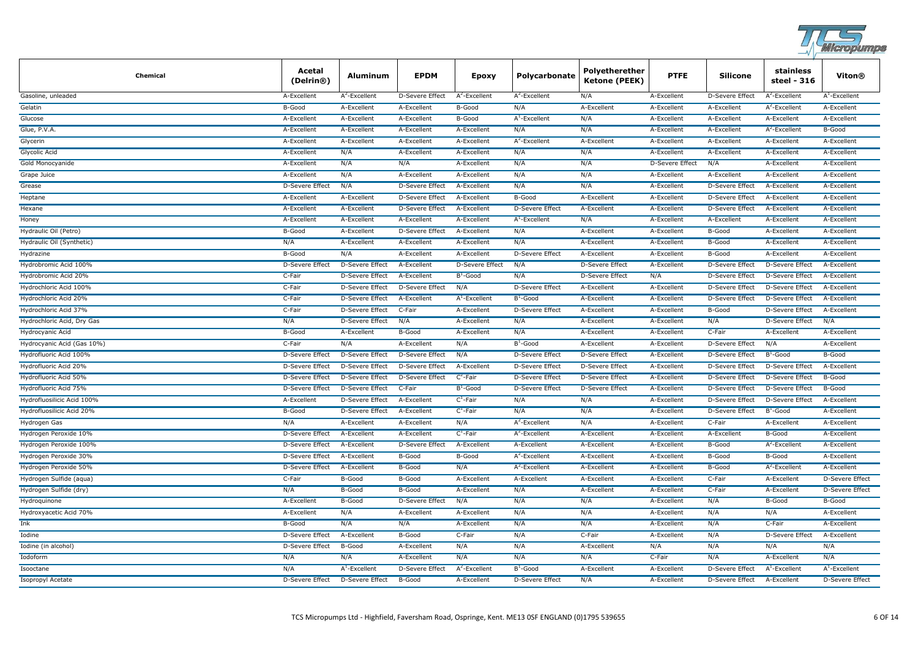| Chemical | Acetal (Delrin®) | Aluminum | EPDM | Epoxy | Polycarbonate | Polyetherether Ketone (PEEK) | PTFE | Silicone | stainless steel - 316 | Viton® |
|---|---|---|---|---|---|---|---|---|---|---|
| Gasoline, unleaded | A-Excellent | $A^2$-Excellent | D-Severe Effect | $A^2$-Excellent | $A^2$-Excellent | N/A | A-Excellent | D-Severe Effect | $A^2$-Excellent | $A^1$-Excellent |
| Gelatin | B-Good | A-Excellent | A-Excellent | B-Good | N/A | A-Excellent | A-Excellent | A-Excellent | $A^2$-Excellent | A-Excellent |
| Glucose | A-Excellent | A-Excellent | A-Excellent | B-Good | $A^1$-Excellent | N/A | A-Excellent | A-Excellent | A-Excellent | A-Excellent |
| Glue, P.V.A. | A-Excellent | A-Excellent | A-Excellent | A-Excellent | N/A | N/A | A-Excellent | A-Excellent | $A^2$-Excellent | B-Good |
| Glycerin | A-Excellent | A-Excellent | A-Excellent | A-Excellent | $A^2$-Excellent | A-Excellent | A-Excellent | A-Excellent | A-Excellent | A-Excellent |
| Glycolic Acid | A-Excellent | N/A | A-Excellent | A-Excellent | N/A | N/A | A-Excellent | A-Excellent | A-Excellent | A-Excellent |
| Gold Monocyanide | A-Excellent | N/A | N/A | A-Excellent | N/A | N/A | D-Severe Effect | N/A | A-Excellent | A-Excellent |
| Grape Juice | A-Excellent | N/A | A-Excellent | A-Excellent | N/A | N/A | A-Excellent | A-Excellent | A-Excellent | A-Excellent |
| Grease | D-Severe Effect | N/A | D-Severe Effect | A-Excellent | N/A | N/A | A-Excellent | D-Severe Effect | A-Excellent | A-Excellent |
| Heptane | A-Excellent | A-Excellent | D-Severe Effect | A-Excellent | B-Good | A-Excellent | A-Excellent | D-Severe Effect | A-Excellent | A-Excellent |
| Hexane | A-Excellent | A-Excellent | D-Severe Effect | A-Excellent | D-Severe Effect | A-Excellent | A-Excellent | D-Severe Effect | A-Excellent | A-Excellent |
| Honey | A-Excellent | A-Excellent | A-Excellent | A-Excellent | $A^1$-Excellent | N/A | A-Excellent | A-Excellent | A-Excellent | A-Excellent |
| Hydraulic Oil (Petro) | B-Good | A-Excellent | D-Severe Effect | A-Excellent | N/A | A-Excellent | A-Excellent | B-Good | A-Excellent | A-Excellent |
| Hydraulic Oil (Synthetic) | N/A | A-Excellent | A-Excellent | A-Excellent | N/A | A-Excellent | A-Excellent | B-Good | A-Excellent | A-Excellent |
| Hydrazine | B-Good | N/A | A-Excellent | A-Excellent | D-Severe Effect | A-Excellent | A-Excellent | B-Good | A-Excellent | A-Excellent |
| Hydrobromic Acid 100% | D-Severe Effect | D-Severe Effect | A-Excellent | D-Severe Effect | N/A | D-Severe Effect | A-Excellent | D-Severe Effect | D-Severe Effect | A-Excellent |
| Hydrobromic Acid 20% | C-Fair | D-Severe Effect | A-Excellent | $B^1$-Good | N/A | D-Severe Effect | N/A | D-Severe Effect | D-Severe Effect | A-Excellent |
| Hydrochloric Acid 100% | C-Fair | D-Severe Effect | D-Severe Effect | N/A | D-Severe Effect | A-Excellent | A-Excellent | D-Severe Effect | D-Severe Effect | A-Excellent |
| Hydrochloric Acid 20% | C-Fair | D-Severe Effect | A-Excellent | $A^1$-Excellent | $B^1$-Good | A-Excellent | A-Excellent | D-Severe Effect | D-Severe Effect | A-Excellent |
| Hydrochloric Acid 37% | C-Fair | D-Severe Effect | C-Fair | A-Excellent | D-Severe Effect | A-Excellent | A-Excellent | B-Good | D-Severe Effect | A-Excellent |
| Hydrochloric Acid, Dry Gas | N/A | D-Severe Effect | N/A | A-Excellent | N/A | A-Excellent | A-Excellent | N/A | D-Severe Effect | N/A |
| Hydrocyanic Acid | B-Good | A-Excellent | B-Good | A-Excellent | N/A | A-Excellent | A-Excellent | C-Fair | A-Excellent | A-Excellent |
| Hydrocyanic Acid (Gas 10%) | C-Fair | N/A | A-Excellent | N/A | $B^1$-Good | A-Excellent | A-Excellent | D-Severe Effect | N/A | A-Excellent |
| Hydrofluoric Acid 100% | D-Severe Effect | D-Severe Effect | D-Severe Effect | N/A | D-Severe Effect | D-Severe Effect | A-Excellent | D-Severe Effect | $B^1$-Good | B-Good |
| Hydrofluoric Acid 20% | D-Severe Effect | D-Severe Effect | D-Severe Effect | A-Excellent | D-Severe Effect | D-Severe Effect | A-Excellent | D-Severe Effect | D-Severe Effect | A-Excellent |
| Hydrofluoric Acid 50% | D-Severe Effect | D-Severe Effect | D-Severe Effect | $C^2$-Fair | D-Severe Effect | D-Severe Effect | A-Excellent | D-Severe Effect | D-Severe Effect | B-Good |
| Hydrofluoric Acid 75% | D-Severe Effect | D-Severe Effect | C-Fair | $B^1$-Good | D-Severe Effect | D-Severe Effect | A-Excellent | D-Severe Effect | D-Severe Effect | B-Good |
| Hydrofluosilicic Acid 100% | A-Excellent | D-Severe Effect | A-Excellent | $C^1$-Fair | N/A | N/A | A-Excellent | D-Severe Effect | D-Severe Effect | A-Excellent |
| Hydrofluosilicic Acid 20% | B-Good | D-Severe Effect | A-Excellent | $C^1$-Fair | N/A | N/A | A-Excellent | D-Severe Effect | $B^1$-Good | A-Excellent |
| Hydrogen Gas | N/A | A-Excellent | A-Excellent | N/A | $A^2$-Excellent | N/A | A-Excellent | C-Fair | A-Excellent | A-Excellent |
| Hydrogen Peroxide 10% | D-Severe Effect | A-Excellent | A-Excellent | $C^1$-Fair | $A^2$-Excellent | A-Excellent | A-Excellent | A-Excellent | B-Good | A-Excellent |
| Hydrogen Peroxide 100% | D-Severe Effect | A-Excellent | D-Severe Effect | A-Excellent | A-Excellent | A-Excellent | A-Excellent | B-Good | $A^2$-Excellent | A-Excellent |
| Hydrogen Peroxide 30% | D-Severe Effect | A-Excellent | B-Good | B-Good | $A^2$-Excellent | A-Excellent | A-Excellent | B-Good | B-Good | A-Excellent |
| Hydrogen Peroxide 50% | D-Severe Effect | A-Excellent | B-Good | N/A | $A^2$-Excellent | A-Excellent | A-Excellent | B-Good | $A^2$-Excellent | A-Excellent |
| Hydrogen Sulfide (aqua) | C-Fair | B-Good | B-Good | A-Excellent | A-Excellent | A-Excellent | A-Excellent | C-Fair | A-Excellent | D-Severe Effect |
| Hydrogen Sulfide (dry) | N/A | B-Good | B-Good | A-Excellent | N/A | A-Excellent | A-Excellent | C-Fair | A-Excellent | D-Severe Effect |
| Hydroquinone | A-Excellent | B-Good | D-Severe Effect | N/A | N/A | N/A | A-Excellent | N/A | B-Good | B-Good |
| Hydroxyacetic Acid 70% | A-Excellent | N/A | A-Excellent | A-Excellent | N/A | N/A | A-Excellent | N/A | N/A | A-Excellent |
| Ink | B-Good | N/A | N/A | A-Excellent | N/A | N/A | A-Excellent | N/A | C-Fair | A-Excellent |
| Iodine | D-Severe Effect | A-Excellent | B-Good | C-Fair | N/A | C-Fair | A-Excellent | N/A | D-Severe Effect | A-Excellent |
| Iodine (in alcohol) | D-Severe Effect | B-Good | A-Excellent | N/A | N/A | A-Excellent | N/A | N/A | N/A | N/A |
| Iodoform | N/A | N/A | A-Excellent | N/A | N/A | N/A | C-Fair | N/A | A-Excellent | N/A |
| Isooctane | N/A | $A^1$-Excellent | D-Severe Effect | $A^2$-Excellent | $B^1$-Good | A-Excellent | A-Excellent | D-Severe Effect | $A^1$-Excellent | $A^1$-Excellent |
| Isopropyl Acetate | D-Severe Effect | D-Severe Effect | B-Good | A-Excellent | D-Severe Effect | N/A | A-Excellent | D-Severe Effect | A-Excellent | D-Severe Effect |

TCS Micropumps Ltd - Highfield, Faversham Road, Ospringe, Kent. ME13 0SF ENGLAND (0)1795 539655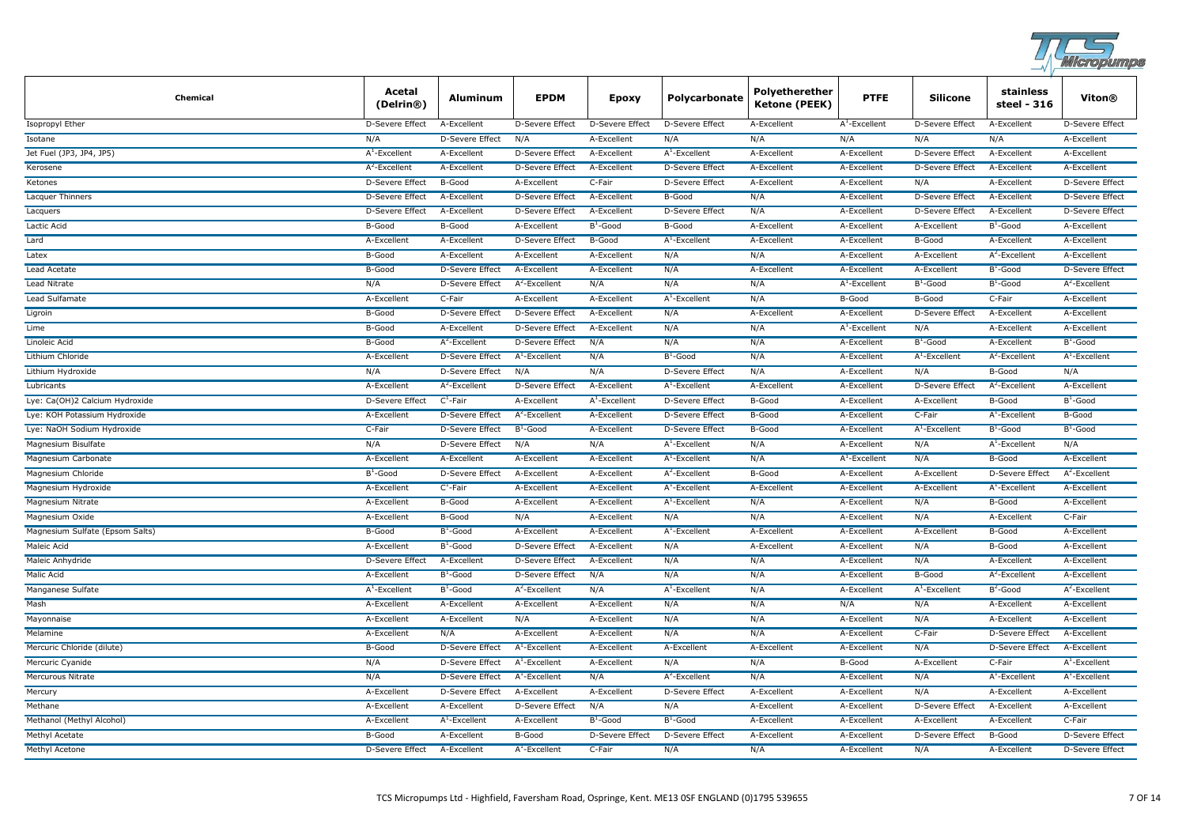| Chemical | Acetal (Delrin®) | Aluminum | EPDM | Epoxy | Polycarbonate | Polyetherether Ketone (PEEK) | PTFE | Silicone | stainless steel - 316 | Viton® |
|---|---|---|---|---|---|---|---|---|---|---|
| Isopropyl Ether | D-Severe Effect | A-Excellent | D-Severe Effect | D-Severe Effect | D-Severe Effect | A-Excellent | A[1]-Excellent | D-Severe Effect | A-Excellent | D-Severe Effect |
| Isotane | N/A | D-Severe Effect | N/A | A-Excellent | N/A | N/A | N/A | N/A | N/A | A-Excellent |
| Jet Fuel (JP3, JP4, JP5) | A[1]-Excellent | A-Excellent | D-Severe Effect | A-Excellent | A[1]-Excellent | A-Excellent | A-Excellent | D-Severe Effect | A-Excellent | A-Excellent |
| Kerosene | A[2]-Excellent | A-Excellent | D-Severe Effect | A-Excellent | D-Severe Effect | A-Excellent | A-Excellent | D-Severe Effect | A-Excellent | A-Excellent |
| Ketones | D-Severe Effect | B-Good | A-Excellent | C-Fair | D-Severe Effect | A-Excellent | A-Excellent | N/A | A-Excellent | D-Severe Effect |
| Lacquer Thinners | D-Severe Effect | A-Excellent | D-Severe Effect | A-Excellent | B-Good | N/A | A-Excellent | D-Severe Effect | A-Excellent | D-Severe Effect |
| Lacquers | D-Severe Effect | A-Excellent | D-Severe Effect | A-Excellent | D-Severe Effect | N/A | A-Excellent | D-Severe Effect | A-Excellent | D-Severe Effect |
| Lactic Acid | B-Good | B-Good | A-Excellent | B[1]-Good | B-Good | A-Excellent | A-Excellent | A-Excellent | B[1]-Good | A-Excellent |
| Lard | A-Excellent | A-Excellent | D-Severe Effect | B-Good | A[1]-Excellent | A-Excellent | A-Excellent | B-Good | A-Excellent | A-Excellent |
| Latex | B-Good | A-Excellent | A-Excellent | A-Excellent | N/A | N/A | A-Excellent | A-Excellent | A[2]-Excellent | A-Excellent |
| Lead Acetate | B-Good | D-Severe Effect | A-Excellent | A-Excellent | N/A | A-Excellent | A-Excellent | A-Excellent | B[2]-Good | D-Severe Effect |
| Lead Nitrate | N/A | D-Severe Effect | A[2]-Excellent | N/A | N/A | N/A | A[1]-Excellent | B[1]-Good | B[1]-Good | A[2]-Excellent |
| Lead Sulfamate | A-Excellent | C-Fair | A-Excellent | A-Excellent | A[1]-Excellent | N/A | B-Good | B-Good | C-Fair | A-Excellent |
| Ligroin | B-Good | D-Severe Effect | D-Severe Effect | A-Excellent | N/A | A-Excellent | A-Excellent | D-Severe Effect | A-Excellent | A-Excellent |
| Lime | B-Good | A-Excellent | D-Severe Effect | A-Excellent | N/A | N/A | A[1]-Excellent | N/A | A-Excellent | A-Excellent |
| Linoleic Acid | B-Good | A[2]-Excellent | D-Severe Effect | N/A | N/A | N/A | A-Excellent | B[1]-Good | A-Excellent | B[2]-Good |
| Lithium Chloride | A-Excellent | D-Severe Effect | A[1]-Excellent | N/A | B[1]-Good | N/A | A-Excellent | A[1]-Excellent | A[2]-Excellent | A[1]-Excellent |
| Lithium Hydroxide | N/A | D-Severe Effect | N/A | N/A | D-Severe Effect | N/A | A-Excellent | N/A | B-Good | N/A |
| Lubricants | A-Excellent | A[2]-Excellent | D-Severe Effect | A-Excellent | A[1]-Excellent | A-Excellent | A-Excellent | D-Severe Effect | A[2]-Excellent | A-Excellent |
| Lye: Ca(OH)2 Calcium Hydroxide | D-Severe Effect | C[1]-Fair | A-Excellent | A[1]-Excellent | D-Severe Effect | B-Good | A-Excellent | A-Excellent | B-Good | B[1]-Good |
| Lye: KOH Potassium Hydroxide | A-Excellent | D-Severe Effect | A[2]-Excellent | A-Excellent | D-Severe Effect | B-Good | A-Excellent | C-Fair | A[2]-Excellent | B-Good |
| Lye: NaOH Sodium Hydroxide | C-Fair | D-Severe Effect | B[1]-Good | A-Excellent | D-Severe Effect | B-Good | A-Excellent | A[1]-Excellent | B[1]-Good | B[1]-Good |
| Magnesium Bisulfate | N/A | D-Severe Effect | N/A | N/A | A[1]-Excellent | N/A | A-Excellent | N/A | A[1]-Excellent | N/A |
| Magnesium Carbonate | A-Excellent | A-Excellent | A-Excellent | A-Excellent | A[1]-Excellent | N/A | A[1]-Excellent | N/A | B-Good | A-Excellent |
| Magnesium Chloride | B[1]-Good | D-Severe Effect | A-Excellent | A-Excellent | A[2]-Excellent | B-Good | A-Excellent | A-Excellent | D-Severe Effect | A[2]-Excellent |
| Magnesium Hydroxide | A-Excellent | C[1]-Fair | A-Excellent | A-Excellent | A[2]-Excellent | A-Excellent | A-Excellent | A-Excellent | A[2]-Excellent | A-Excellent |
| Magnesium Nitrate | A-Excellent | B-Good | A-Excellent | A-Excellent | A[1]-Excellent | N/A | A-Excellent | N/A | B-Good | A-Excellent |
| Magnesium Oxide | A-Excellent | B-Good | N/A | A-Excellent | N/A | N/A | A-Excellent | N/A | A-Excellent | C-Fair |
| Magnesium Sulfate (Epsom Salts) | B-Good | B[1]-Good | A-Excellent | A-Excellent | A[2]-Excellent | A-Excellent | A-Excellent | A-Excellent | B-Good | A-Excellent |
| Maleic Acid | A-Excellent | B[1]-Good | D-Severe Effect | A-Excellent | N/A | A-Excellent | A-Excellent | N/A | B-Good | A-Excellent |
| Maleic Anhydride | D-Severe Effect | A-Excellent | D-Severe Effect | A-Excellent | N/A | N/A | A-Excellent | N/A | A-Excellent | A-Excellent |
| Malic Acid | A-Excellent | B[1]-Good | D-Severe Effect | N/A | N/A | N/A | A-Excellent | B-Good | A[2]-Excellent | A-Excellent |
| Manganese Sulfate | A[1]-Excellent | B[1]-Good | A[2]-Excellent | N/A | A[1]-Excellent | N/A | A-Excellent | A[1]-Excellent | B[2]-Good | A[2]-Excellent |
| Mash | A-Excellent | A-Excellent | A-Excellent | A-Excellent | N/A | N/A | N/A | N/A | A-Excellent | A-Excellent |
| Mayonnaise | A-Excellent | A-Excellent | N/A | A-Excellent | N/A | N/A | A-Excellent | N/A | A-Excellent | A-Excellent |
| Melamine | A-Excellent | N/A | A-Excellent | A-Excellent | N/A | N/A | A-Excellent | C-Fair | D-Severe Effect | A-Excellent |
| Mercuric Chloride (dilute) | B-Good | D-Severe Effect | A[1]-Excellent | A-Excellent | A-Excellent | A-Excellent | A-Excellent | N/A | D-Severe Effect | A-Excellent |
| Mercuric Cyanide | N/A | D-Severe Effect | A[1]-Excellent | A-Excellent | N/A | N/A | B-Good | A-Excellent | C-Fair | A[1]-Excellent |
| Mercurous Nitrate | N/A | D-Severe Effect | A[1]-Excellent | N/A | A[2]-Excellent | N/A | A-Excellent | N/A | A[1]-Excellent | A[1]-Excellent |
| Mercury | A-Excellent | D-Severe Effect | A-Excellent | A-Excellent | D-Severe Effect | A-Excellent | A-Excellent | N/A | A-Excellent | A-Excellent |
| Methane | A-Excellent | A-Excellent | D-Severe Effect | N/A | N/A | A-Excellent | A-Excellent | D-Severe Effect | A-Excellent | A-Excellent |
| Methanol (Methyl Alcohol) | A-Excellent | A[1]-Excellent | A-Excellent | B[1]-Good | B[1]-Good | A-Excellent | A-Excellent | A-Excellent | A-Excellent | C-Fair |
| Methyl Acetate | B-Good | A-Excellent | B-Good | D-Severe Effect | D-Severe Effect | A-Excellent | A-Excellent | D-Severe Effect | B-Good | D-Severe Effect |
| Methyl Acetone | D-Severe Effect | A-Excellent | A[1]-Excellent | C-Fair | N/A | N/A | A-Excellent | N/A | A-Excellent | D-Severe Effect |

TCS Micropumps Ltd - Highfield, Faversham Road, Ospringe, Kent. ME13 0SF ENGLAND (0)1795 539655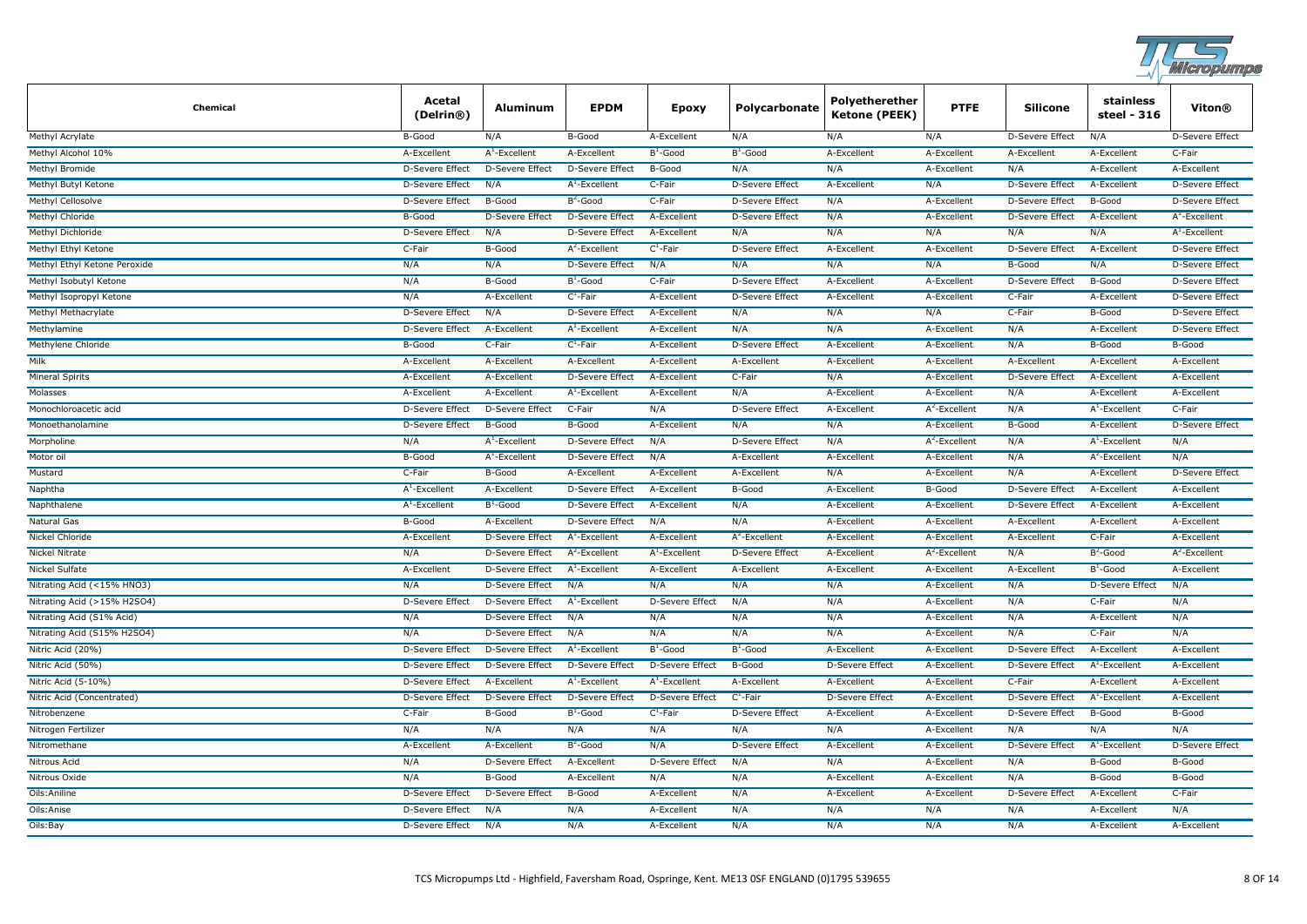| Chemical | Acetal (Delrin®) | Aluminum | EPDM | Epoxy | Polycarbonate | Polyetherether Ketone (PEEK) | PTFE | Silicone | stainless steel - 316 | Viton® |
|---|---|---|---|---|---|---|---|---|---|---|
| Methyl Acrylate | B-Good | N/A | B-Good | A-Excellent | N/A | N/A | N/A | D-Severe Effect | N/A | D-Severe Effect |
| Methyl Alcohol 10% | A-Excellent | A[1]-Excellent | A-Excellent | B[1]-Good | B[1]-Good | A-Excellent | A-Excellent | A-Excellent | A-Excellent | C-Fair |
| Methyl Bromide | D-Severe Effect | D-Severe Effect | D-Severe Effect | B-Good | N/A | N/A | A-Excellent | N/A | A-Excellent | A-Excellent |
| Methyl Butyl Ketone | D-Severe Effect | N/A | A[1]-Excellent | C-Fair | D-Severe Effect | A-Excellent | N/A | D-Severe Effect | A-Excellent | D-Severe Effect |
| Methyl Cellosolve | D-Severe Effect | B-Good | B[2]-Good | C-Fair | D-Severe Effect | N/A | A-Excellent | D-Severe Effect | B-Good | D-Severe Effect |
| Methyl Chloride | B-Good | D-Severe Effect | D-Severe Effect | A-Excellent | D-Severe Effect | N/A | A-Excellent | D-Severe Effect | A-Excellent | A[1]-Excellent |
| Methyl Dichloride | D-Severe Effect | N/A | D-Severe Effect | A-Excellent | N/A | N/A | N/A | N/A | N/A | A[1]-Excellent |
| Methyl Ethyl Ketone | C-Fair | B-Good | A[2]-Excellent | C[1]-Fair | D-Severe Effect | A-Excellent | A-Excellent | D-Severe Effect | A-Excellent | D-Severe Effect |
| Methyl Ethyl Ketone Peroxide | N/A | N/A | D-Severe Effect | N/A | N/A | N/A | N/A | B-Good | N/A | D-Severe Effect |
| Methyl Isobutyl Ketone | N/A | B-Good | B[1]-Good | C-Fair | D-Severe Effect | A-Excellent | A-Excellent | D-Severe Effect | B-Good | D-Severe Effect |
| Methyl Isopropyl Ketone | N/A | A-Excellent | C[1]-Fair | A-Excellent | D-Severe Effect | A-Excellent | A-Excellent | C-Fair | A-Excellent | D-Severe Effect |
| Methyl Methacrylate | D-Severe Effect | N/A | D-Severe Effect | A-Excellent | N/A | N/A | N/A | C-Fair | B-Good | D-Severe Effect |
| Methylamine | D-Severe Effect | A-Excellent | A[1]-Excellent | A-Excellent | N/A | N/A | A-Excellent | N/A | A-Excellent | D-Severe Effect |
| Methylene Chloride | B-Good | C-Fair | C[1]-Fair | A-Excellent | D-Severe Effect | A-Excellent | A-Excellent | N/A | B-Good | B-Good |
| Milk | A-Excellent | A-Excellent | A-Excellent | A-Excellent | A-Excellent | A-Excellent | A-Excellent | A-Excellent | A-Excellent | A-Excellent |
| Mineral Spirits | A-Excellent | A-Excellent | D-Severe Effect | A-Excellent | C-Fair | N/A | A-Excellent | D-Severe Effect | A-Excellent | A-Excellent |
| Molasses | A-Excellent | A-Excellent | A[1]-Excellent | A-Excellent | N/A | A-Excellent | A-Excellent | N/A | A-Excellent | A-Excellent |
| Monochloroacetic acid | D-Severe Effect | D-Severe Effect | C-Fair | N/A | D-Severe Effect | A-Excellent | A[2]-Excellent | N/A | A[1]-Excellent | C-Fair |
| Monoethanolamine | D-Severe Effect | B-Good | B-Good | A-Excellent | N/A | N/A | A-Excellent | B-Good | A-Excellent | D-Severe Effect |
| Morpholine | N/A | A[1]-Excellent | D-Severe Effect | N/A | D-Severe Effect | N/A | A[2]-Excellent | N/A | A[1]-Excellent | N/A |
| Motor oil | B-Good | A[1]-Excellent | D-Severe Effect | N/A | A-Excellent | A-Excellent | A-Excellent | N/A | A[2]-Excellent | N/A |
| Mustard | C-Fair | B-Good | A-Excellent | A-Excellent | A-Excellent | N/A | A-Excellent | N/A | A-Excellent | D-Severe Effect |
| Naphtha | A[1]-Excellent | A-Excellent | D-Severe Effect | A-Excellent | B-Good | A-Excellent | B-Good | D-Severe Effect | A-Excellent | A-Excellent |
| Naphthalene | A[1]-Excellent | B[1]-Good | D-Severe Effect | A-Excellent | N/A | A-Excellent | A-Excellent | D-Severe Effect | A-Excellent | A-Excellent |
| Natural Gas | B-Good | A-Excellent | D-Severe Effect | N/A | N/A | A-Excellent | A-Excellent | A-Excellent | A-Excellent | A-Excellent |
| Nickel Chloride | A-Excellent | D-Severe Effect | A[1]-Excellent | A-Excellent | A[2]-Excellent | A-Excellent | A-Excellent | A-Excellent | C-Fair | A-Excellent |
| Nickel Nitrate | N/A | D-Severe Effect | A[2]-Excellent | A[1]-Excellent | D-Severe Effect | A-Excellent | A[2]-Excellent | N/A | B[2]-Good | A[2]-Excellent |
| Nickel Sulfate | A-Excellent | D-Severe Effect | A[1]-Excellent | A-Excellent | A-Excellent | A-Excellent | A-Excellent | A-Excellent | B[1]-Good | A-Excellent |
| Nitrating Acid (<15% HNO3) | N/A | D-Severe Effect | N/A | N/A | N/A | N/A | A-Excellent | N/A | D-Severe Effect | N/A |
| Nitrating Acid (>15% H2SO4) | D-Severe Effect | D-Severe Effect | A[1]-Excellent | D-Severe Effect | N/A | N/A | A-Excellent | N/A | C-Fair | N/A |
| Nitrating Acid (S1% Acid) | N/A | D-Severe Effect | N/A | N/A | N/A | N/A | A-Excellent | N/A | A-Excellent | N/A |
| Nitrating Acid (S15% H2SO4) | N/A | D-Severe Effect | N/A | N/A | N/A | N/A | A-Excellent | N/A | C-Fair | N/A |
| Nitric Acid (20%) | D-Severe Effect | D-Severe Effect | A[1]-Excellent | B[1]-Good | B[1]-Good | A-Excellent | A-Excellent | D-Severe Effect | A-Excellent | A-Excellent |
| Nitric Acid (50%) | D-Severe Effect | D-Severe Effect | D-Severe Effect | D-Severe Effect | B-Good | D-Severe Effect | A-Excellent | D-Severe Effect | A[1]-Excellent | A-Excellent |
| Nitric Acid (5-10%) | D-Severe Effect | A-Excellent | A[1]-Excellent | A[1]-Excellent | A-Excellent | A-Excellent | A-Excellent | C-Fair | A-Excellent | A-Excellent |
| Nitric Acid (Concentrated) | D-Severe Effect | D-Severe Effect | D-Severe Effect | D-Severe Effect | C[1]-Fair | D-Severe Effect | A-Excellent | D-Severe Effect | A[1]-Excellent | A-Excellent |
| Nitrobenzene | C-Fair | B-Good | B[1]-Good | C[1]-Fair | D-Severe Effect | A-Excellent | A-Excellent | D-Severe Effect | B-Good | B-Good |
| Nitrogen Fertilizer | N/A | N/A | N/A | N/A | N/A | N/A | A-Excellent | N/A | N/A | N/A |
| Nitromethane | A-Excellent | A-Excellent | B[2]-Good | N/A | D-Severe Effect | A-Excellent | A-Excellent | D-Severe Effect | A[1]-Excellent | D-Severe Effect |
| Nitrous Acid | N/A | D-Severe Effect | A-Excellent | D-Severe Effect | N/A | N/A | A-Excellent | N/A | B-Good | B-Good |
| Nitrous Oxide | N/A | B-Good | A-Excellent | N/A | N/A | A-Excellent | A-Excellent | N/A | B-Good | B-Good |
| Oils:Aniline | D-Severe Effect | D-Severe Effect | B-Good | A-Excellent | N/A | A-Excellent | A-Excellent | D-Severe Effect | A-Excellent | C-Fair |
| Oils:Anise | D-Severe Effect | N/A | N/A | A-Excellent | N/A | N/A | N/A | N/A | A-Excellent | N/A |
| Oils:Bay | D-Severe Effect | N/A | N/A | A-Excellent | N/A | N/A | N/A | N/A | A-Excellent | A-Excellent |

TCS Micropumps Ltd - Highfield, Faversham Road, Ospringe, Kent. ME13 0SF ENGLAND (0)1795 539655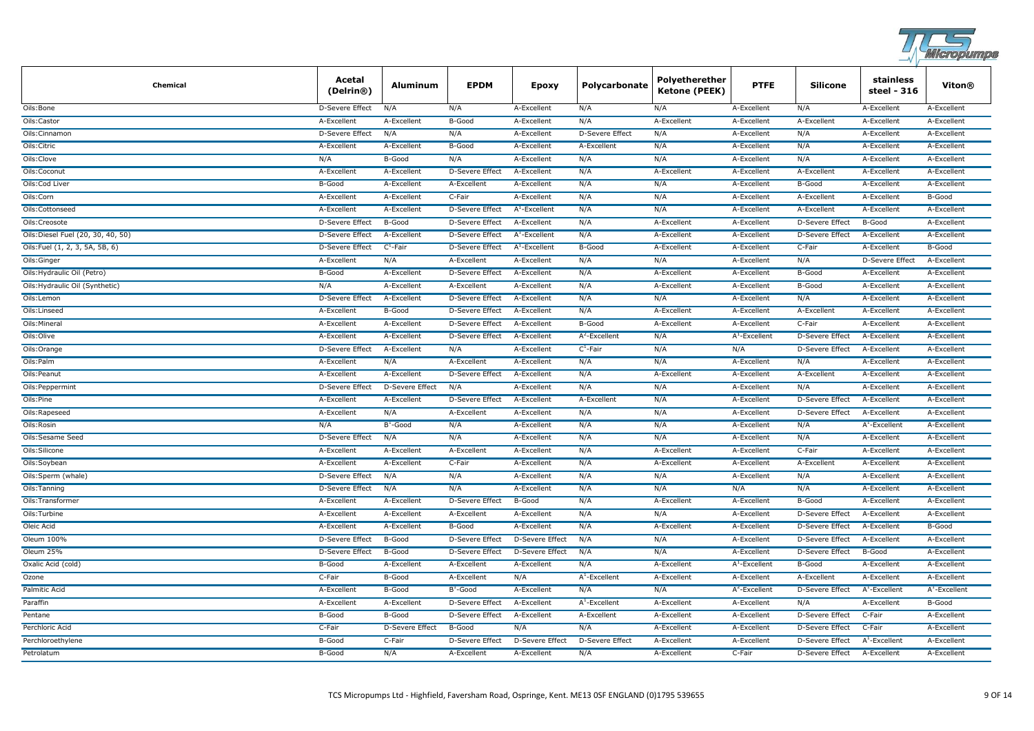| Chemical | Acetal (Delrin®) | Aluminum | EPDM | Epoxy | Polycarbonate | Polyetherether Ketone (PEEK) | PTFE | Silicone | stainless steel - 316 | Viton® |
|---|---|---|---|---|---|---|---|---|---|---|
| Oils:Bone | D-Severe Effect | N/A | N/A | A-Excellent | N/A | N/A | A-Excellent | N/A | A-Excellent | A-Excellent |
| Oils:Castor | A-Excellent | A-Excellent | B-Good | A-Excellent | N/A | A-Excellent | A-Excellent | A-Excellent | A-Excellent | A-Excellent |
| Oils:Cinnamon | D-Severe Effect | N/A | N/A | A-Excellent | D-Severe Effect | N/A | A-Excellent | N/A | A-Excellent | A-Excellent |
| Oils:Citric | A-Excellent | A-Excellent | B-Good | A-Excellent | A-Excellent | N/A | A-Excellent | N/A | A-Excellent | A-Excellent |
| Oils:Clove | N/A | B-Good | N/A | A-Excellent | N/A | N/A | A-Excellent | N/A | A-Excellent | A-Excellent |
| Oils:Coconut | A-Excellent | A-Excellent | D-Severe Effect | A-Excellent | N/A | A-Excellent | A-Excellent | A-Excellent | A-Excellent | A-Excellent |
| Oils:Cod Liver | B-Good | A-Excellent | A-Excellent | A-Excellent | N/A | N/A | A-Excellent | B-Good | A-Excellent | A-Excellent |
| Oils:Corn | A-Excellent | A-Excellent | C-Fair | A-Excellent | N/A | N/A | A-Excellent | A-Excellent | A-Excellent | B-Good |
| Oils:Cottonseed | A-Excellent | A-Excellent | D-Severe Effect | A[1]-Excellent | N/A | N/A | A-Excellent | A-Excellent | A-Excellent | A-Excellent |
| Oils:Creosote | D-Severe Effect | B-Good | D-Severe Effect | A-Excellent | N/A | A-Excellent | A-Excellent | D-Severe Effect | B-Good | A-Excellent |
| Oils:Diesel Fuel (20, 30, 40, 50) | D-Severe Effect | A-Excellent | D-Severe Effect | A[1]-Excellent | N/A | A-Excellent | A-Excellent | D-Severe Effect | A-Excellent | A-Excellent |
| Oils:Fuel (1, 2, 3, 5A, 5B, 6) | D-Severe Effect | C[1]-Fair | D-Severe Effect | A[1]-Excellent | B-Good | A-Excellent | A-Excellent | C-Fair | A-Excellent | B-Good |
| Oils:Ginger | A-Excellent | N/A | A-Excellent | A-Excellent | N/A | N/A | A-Excellent | N/A | D-Severe Effect | A-Excellent |
| Oils:Hydraulic Oil (Petro) | B-Good | A-Excellent | D-Severe Effect | A-Excellent | N/A | A-Excellent | A-Excellent | B-Good | A-Excellent | A-Excellent |
| Oils:Hydraulic Oil (Synthetic) | N/A | A-Excellent | A-Excellent | A-Excellent | N/A | A-Excellent | A-Excellent | B-Good | A-Excellent | A-Excellent |
| Oils:Lemon | D-Severe Effect | A-Excellent | D-Severe Effect | A-Excellent | N/A | N/A | A-Excellent | N/A | A-Excellent | A-Excellent |
| Oils:Linseed | A-Excellent | B-Good | D-Severe Effect | A-Excellent | N/A | A-Excellent | A-Excellent | A-Excellent | A-Excellent | A-Excellent |
| Oils:Mineral | A-Excellent | A-Excellent | D-Severe Effect | A-Excellent | B-Good | A-Excellent | A-Excellent | C-Fair | A-Excellent | A-Excellent |
| Oils:Olive | A-Excellent | A-Excellent | D-Severe Effect | A-Excellent | A[2]-Excellent | N/A | A[1]-Excellent | D-Severe Effect | A-Excellent | A-Excellent |
| Oils:Orange | D-Severe Effect | A-Excellent | N/A | A-Excellent | C[1]-Fair | N/A | N/A | D-Severe Effect | A-Excellent | A-Excellent |
| Oils:Palm | A-Excellent | N/A | A-Excellent | A-Excellent | N/A | N/A | A-Excellent | N/A | A-Excellent | A-Excellent |
| Oils:Peanut | A-Excellent | A-Excellent | D-Severe Effect | A-Excellent | N/A | A-Excellent | A-Excellent | A-Excellent | A-Excellent | A-Excellent |
| Oils:Peppermint | D-Severe Effect | D-Severe Effect | N/A | A-Excellent | N/A | N/A | A-Excellent | N/A | A-Excellent | A-Excellent |
| Oils:Pine | A-Excellent | A-Excellent | D-Severe Effect | A-Excellent | A-Excellent | N/A | A-Excellent | D-Severe Effect | A-Excellent | A-Excellent |
| Oils:Rapeseed | A-Excellent | N/A | A-Excellent | A-Excellent | N/A | N/A | A-Excellent | D-Severe Effect | A-Excellent | A-Excellent |
| Oils:Rosin | N/A | B[1]-Good | N/A | A-Excellent | N/A | N/A | A-Excellent | N/A | A[1]-Excellent | A-Excellent |
| Oils:Sesame Seed | D-Severe Effect | N/A | N/A | A-Excellent | N/A | N/A | A-Excellent | N/A | A-Excellent | A-Excellent |
| Oils:Silicone | A-Excellent | A-Excellent | A-Excellent | A-Excellent | N/A | A-Excellent | A-Excellent | C-Fair | A-Excellent | A-Excellent |
| Oils:Soybean | A-Excellent | A-Excellent | C-Fair | A-Excellent | N/A | A-Excellent | A-Excellent | A-Excellent | A-Excellent | A-Excellent |
| Oils:Sperm (whale) | D-Severe Effect | N/A | N/A | A-Excellent | N/A | N/A | A-Excellent | N/A | A-Excellent | A-Excellent |
| Oils:Tanning | D-Severe Effect | N/A | N/A | A-Excellent | N/A | N/A | N/A | N/A | A-Excellent | A-Excellent |
| Oils:Transformer | A-Excellent | A-Excellent | D-Severe Effect | B-Good | N/A | A-Excellent | A-Excellent | B-Good | A-Excellent | A-Excellent |
| Oils:Turbine | A-Excellent | A-Excellent | A-Excellent | A-Excellent | N/A | N/A | A-Excellent | D-Severe Effect | A-Excellent | A-Excellent |
| Oleic Acid | A-Excellent | A-Excellent | B-Good | A-Excellent | N/A | A-Excellent | A-Excellent | D-Severe Effect | A-Excellent | B-Good |
| Oleum 100% | D-Severe Effect | B-Good | D-Severe Effect | D-Severe Effect | N/A | N/A | A-Excellent | D-Severe Effect | A-Excellent | A-Excellent |
| Oleum 25% | D-Severe Effect | B-Good | D-Severe Effect | D-Severe Effect | N/A | N/A | A-Excellent | D-Severe Effect | B-Good | A-Excellent |
| Oxalic Acid (cold) | B-Good | A-Excellent | A-Excellent | A-Excellent | N/A | A-Excellent | A[1]-Excellent | B-Good | A-Excellent | A-Excellent |
| Ozone | C-Fair | B-Good | A-Excellent | N/A | A[1]-Excellent | A-Excellent | A-Excellent | A-Excellent | A-Excellent | A-Excellent |
| Palmitic Acid | A-Excellent | B-Good | B[1]-Good | A-Excellent | N/A | N/A | A[2]-Excellent | D-Severe Effect | A[1]-Excellent | A[1]-Excellent |
| Paraffin | A-Excellent | A-Excellent | D-Severe Effect | A-Excellent | A[1]-Excellent | A-Excellent | A-Excellent | N/A | A-Excellent | B-Good |
| Pentane | B-Good | B-Good | D-Severe Effect | A-Excellent | A-Excellent | A-Excellent | A-Excellent | D-Severe Effect | C-Fair | A-Excellent |
| Perchloric Acid | C-Fair | D-Severe Effect | B-Good | N/A | N/A | A-Excellent | A-Excellent | D-Severe Effect | C-Fair | A-Excellent |
| Perchloroethylene | B-Good | C-Fair | D-Severe Effect | D-Severe Effect | D-Severe Effect | A-Excellent | A-Excellent | D-Severe Effect | A[1]-Excellent | A-Excellent |
| Petrolatum | B-Good | N/A | A-Excellent | A-Excellent | N/A | A-Excellent | C-Fair | D-Severe Effect | A-Excellent | A-Excellent |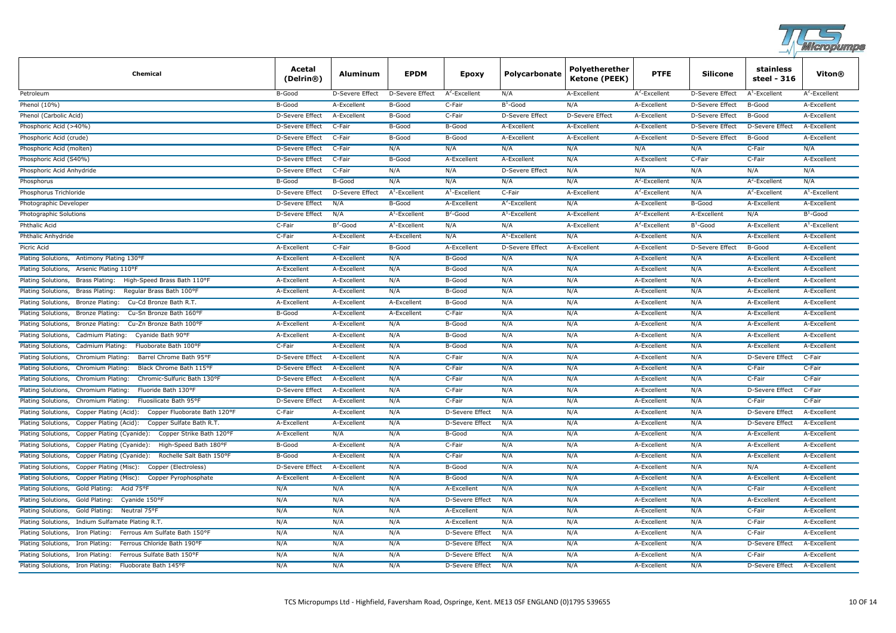| Chemical | Acetal (Delrin®) | Aluminum | EPDM | Epoxy | Polycarbonate | Polyetherether Ketone (PEEK) | PTFE | Silicone | stainless steel - 316 | Viton® |
|---|---|---|---|---|---|---|---|---|---|---|
| Petroleum | B-Good | D-Severe Effect | D-Severe Effect | A[2]-Excellent | N/A | A-Excellent | A[2]-Excellent | D-Severe Effect | A[1]-Excellent | A[2]-Excellent |
| Phenol (10%) | B-Good | A-Excellent | B-Good | C-Fair | B[1]-Good | N/A | A-Excellent | D-Severe Effect | B-Good | A-Excellent |
| Phenol (Carbolic Acid) | D-Severe Effect | A-Excellent | B-Good | C-Fair | D-Severe Effect | D-Severe Effect | A-Excellent | D-Severe Effect | B-Good | A-Excellent |
| Phosphoric Acid (>40%) | D-Severe Effect | C-Fair | B-Good | B-Good | A-Excellent | A-Excellent | A-Excellent | D-Severe Effect | D-Severe Effect | A-Excellent |
| Phosphoric Acid (crude) | D-Severe Effect | C-Fair | B-Good | B-Good | A-Excellent | A-Excellent | A-Excellent | D-Severe Effect | B-Good | A-Excellent |
| Phosphoric Acid (molten) | D-Severe Effect | C-Fair | N/A | N/A | N/A | N/A | N/A | N/A | C-Fair | N/A |
| Phosphoric Acid (S40%) | D-Severe Effect | C-Fair | B-Good | A-Excellent | A-Excellent | N/A | A-Excellent | C-Fair | C-Fair | A-Excellent |
| Phosphoric Acid Anhydride | D-Severe Effect | C-Fair | N/A | N/A | D-Severe Effect | N/A | N/A | N/A | N/A | N/A |
| Phosphorus | B-Good | B-Good | N/A | N/A | N/A | N/A | A[2]-Excellent | N/A | A[2]-Excellent | N/A |
| Phosphorus Trichloride | D-Severe Effect | D-Severe Effect | A[1]-Excellent | A[1]-Excellent | C-Fair | A-Excellent | A[2]-Excellent | N/A | A[2]-Excellent | A[1]-Excellent |
| Photographic Developer | D-Severe Effect | N/A | B-Good | A-Excellent | A[2]-Excellent | N/A | A-Excellent | B-Good | A-Excellent | A-Excellent |
| Photographic Solutions | D-Severe Effect | N/A | A[1]-Excellent | B[2]-Good | A[1]-Excellent | A-Excellent | A[2]-Excellent | A-Excellent | N/A | B[1]-Good |
| Phthalic Acid | C-Fair | B[2]-Good | A[1]-Excellent | N/A | N/A | A-Excellent | A[2]-Excellent | B[1]-Good | A-Excellent | A[1]-Excellent |
| Phthalic Anhydride | C-Fair | A-Excellent | A-Excellent | N/A | A[1]-Excellent | N/A | A-Excellent | N/A | A-Excellent | A-Excellent |
| Picric Acid | A-Excellent | C-Fair | B-Good | A-Excellent | D-Severe Effect | A-Excellent | A-Excellent | D-Severe Effect | B-Good | A-Excellent |
| Plating Solutions, Antimony Plating 130°F | A-Excellent | A-Excellent | N/A | B-Good | N/A | N/A | A-Excellent | N/A | A-Excellent | A-Excellent |
| Plating Solutions, Arsenic Plating 110°F | A-Excellent | A-Excellent | N/A | B-Good | N/A | N/A | A-Excellent | N/A | A-Excellent | A-Excellent |
| Plating Solutions, Brass Plating: High-Speed Brass Bath 110°F | A-Excellent | A-Excellent | N/A | B-Good | N/A | N/A | A-Excellent | N/A | A-Excellent | A-Excellent |
| Plating Solutions, Brass Plating: Regular Brass Bath 100°F | A-Excellent | A-Excellent | N/A | B-Good | N/A | N/A | A-Excellent | N/A | A-Excellent | A-Excellent |
| Plating Solutions, Bronze Plating: Cu-Cd Bronze Bath R.T. | A-Excellent | A-Excellent | A-Excellent | B-Good | N/A | N/A | A-Excellent | N/A | A-Excellent | A-Excellent |
| Plating Solutions, Bronze Plating: Cu-Sn Bronze Bath 160°F | B-Good | A-Excellent | A-Excellent | C-Fair | N/A | N/A | A-Excellent | N/A | A-Excellent | A-Excellent |
| Plating Solutions, Bronze Plating: Cu-Zn Bronze Bath 100°F | A-Excellent | A-Excellent | N/A | B-Good | N/A | N/A | A-Excellent | N/A | A-Excellent | A-Excellent |
| Plating Solutions, Cadmium Plating: Cyanide Bath 90°F | A-Excellent | A-Excellent | N/A | B-Good | N/A | N/A | A-Excellent | N/A | A-Excellent | A-Excellent |
| Plating Solutions, Cadmium Plating: Fluoborate Bath 100°F | C-Fair | A-Excellent | N/A | B-Good | N/A | N/A | A-Excellent | N/A | A-Excellent | A-Excellent |
| Plating Solutions, Chromium Plating: Barrel Chrome Bath 95°F | D-Severe Effect | A-Excellent | N/A | C-Fair | N/A | N/A | A-Excellent | N/A | D-Severe Effect | C-Fair |
| Plating Solutions, Chromium Plating: Black Chrome Bath 115°F | D-Severe Effect | A-Excellent | N/A | C-Fair | N/A | N/A | A-Excellent | N/A | C-Fair | C-Fair |
| Plating Solutions, Chromium Plating: Chromic-Sulfuric Bath 130°F | D-Severe Effect | A-Excellent | N/A | C-Fair | N/A | N/A | A-Excellent | N/A | C-Fair | C-Fair |
| Plating Solutions, Chromium Plating: Fluoride Bath 130°F | D-Severe Effect | A-Excellent | N/A | C-Fair | N/A | N/A | A-Excellent | N/A | D-Severe Effect | C-Fair |
| Plating Solutions, Chromium Plating: Fluosilicate Bath 95°F | D-Severe Effect | A-Excellent | N/A | C-Fair | N/A | N/A | A-Excellent | N/A | C-Fair | C-Fair |
| Plating Solutions, Copper Plating (Acid): Copper Fluoborate Bath 120°F | C-Fair | A-Excellent | N/A | D-Severe Effect | N/A | N/A | A-Excellent | N/A | D-Severe Effect | A-Excellent |
| Plating Solutions, Copper Plating (Acid): Copper Sulfate Bath R.T. | A-Excellent | A-Excellent | N/A | D-Severe Effect | N/A | N/A | A-Excellent | N/A | D-Severe Effect | A-Excellent |
| Plating Solutions, Copper Plating (Cyanide): Copper Strike Bath 120°F | A-Excellent | N/A | N/A | B-Good | N/A | N/A | A-Excellent | N/A | A-Excellent | A-Excellent |
| Plating Solutions, Copper Plating (Cyanide): High-Speed Bath 180°F | B-Good | A-Excellent | N/A | C-Fair | N/A | N/A | A-Excellent | N/A | A-Excellent | A-Excellent |
| Plating Solutions, Copper Plating (Cyanide): Rochelle Salt Bath 150°F | B-Good | A-Excellent | N/A | C-Fair | N/A | N/A | A-Excellent | N/A | A-Excellent | A-Excellent |
| Plating Solutions, Copper Plating (Misc): Copper (Electroless) | D-Severe Effect | A-Excellent | N/A | B-Good | N/A | N/A | A-Excellent | N/A | N/A | A-Excellent |
| Plating Solutions, Copper Plating (Misc): Copper Pyrophosphate | A-Excellent | A-Excellent | N/A | B-Good | N/A | N/A | A-Excellent | N/A | A-Excellent | A-Excellent |
| Plating Solutions, Gold Plating: Acid 75°F | N/A | N/A | N/A | A-Excellent | N/A | N/A | A-Excellent | N/A | C-Fair | A-Excellent |
| Plating Solutions, Gold Plating: Cyanide 150°F | N/A | N/A | N/A | D-Severe Effect | N/A | N/A | A-Excellent | N/A | A-Excellent | A-Excellent |
| Plating Solutions, Gold Plating: Neutral 75°F | N/A | N/A | N/A | A-Excellent | N/A | N/A | A-Excellent | N/A | C-Fair | A-Excellent |
| Plating Solutions, Indium Sulfamate Plating R.T. | N/A | N/A | N/A | A-Excellent | N/A | N/A | A-Excellent | N/A | C-Fair | A-Excellent |
| Plating Solutions, Iron Plating: Ferrous Am Sulfate Bath 150°F | N/A | N/A | N/A | D-Severe Effect | N/A | N/A | A-Excellent | N/A | C-Fair | A-Excellent |
| Plating Solutions, Iron Plating: Ferrous Chloride Bath 190°F | N/A | N/A | N/A | D-Severe Effect | N/A | N/A | A-Excellent | N/A | D-Severe Effect | A-Excellent |
| Plating Solutions, Iron Plating: Ferrous Sulfate Bath 150°F | N/A | N/A | N/A | D-Severe Effect | N/A | N/A | A-Excellent | N/A | C-Fair | A-Excellent |
| Plating Solutions, Iron Plating: Fluoborate Bath 145°F | N/A | N/A | N/A | D-Severe Effect | N/A | N/A | A-Excellent | N/A | D-Severe Effect | A-Excellent |

TCS Micropumps Ltd - Highfield, Faversham Road, Ospringe, Kent. ME13 0SF ENGLAND (0)1795 539655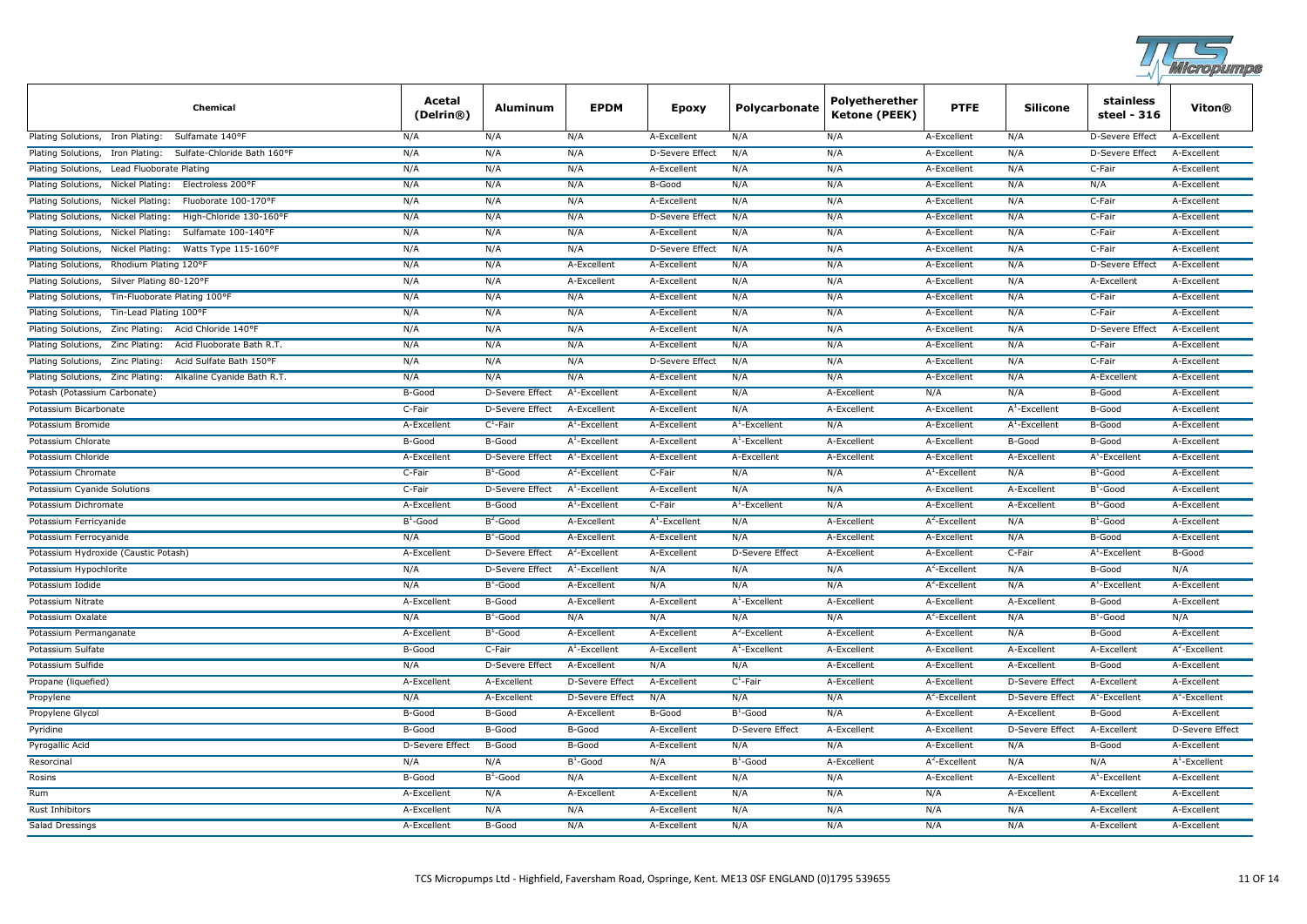| Chemical | Acetal (Delrin®) | Aluminum | EPDM | Epoxy | Polycarbonate | Polyetherether Ketone (PEEK) | PTFE | Silicone | stainless steel - 316 | Viton® |
|---|---|---|---|---|---|---|---|---|---|---|
| Plating Solutions, Iron Plating: Sulfamate 140°F | N/A | N/A | N/A | A-Excellent | N/A | N/A | A-Excellent | N/A | D-Severe Effect | A-Excellent |
| Plating Solutions, Iron Plating: Sulfate-Chloride Bath 160°F | N/A | N/A | N/A | D-Severe Effect | N/A | N/A | A-Excellent | N/A | D-Severe Effect | A-Excellent |
| Plating Solutions, Lead Fluoborate Plating | N/A | N/A | N/A | A-Excellent | N/A | N/A | A-Excellent | N/A | C-Fair | A-Excellent |
| Plating Solutions, Nickel Plating: Electroless 200°F | N/A | N/A | N/A | B-Good | N/A | N/A | A-Excellent | N/A | N/A | A-Excellent |
| Plating Solutions, Nickel Plating: Fluoborate 100-170°F | N/A | N/A | N/A | A-Excellent | N/A | N/A | A-Excellent | N/A | C-Fair | A-Excellent |
| Plating Solutions, Nickel Plating: High-Chloride 130-160°F | N/A | N/A | N/A | D-Severe Effect | N/A | N/A | A-Excellent | N/A | C-Fair | A-Excellent |
| Plating Solutions, Nickel Plating: Sulfamate 100-140°F | N/A | N/A | N/A | A-Excellent | N/A | N/A | A-Excellent | N/A | C-Fair | A-Excellent |
| Plating Solutions, Nickel Plating: Watts Type 115-160°F | N/A | N/A | N/A | D-Severe Effect | N/A | N/A | A-Excellent | N/A | C-Fair | A-Excellent |
| Plating Solutions, Rhodium Plating 120°F | N/A | N/A | A-Excellent | A-Excellent | N/A | N/A | A-Excellent | N/A | D-Severe Effect | A-Excellent |
| Plating Solutions, Silver Plating 80-120°F | N/A | N/A | A-Excellent | A-Excellent | N/A | N/A | A-Excellent | N/A | A-Excellent | A-Excellent |
| Plating Solutions, Tin-Fluoborate Plating 100°F | N/A | N/A | N/A | A-Excellent | N/A | N/A | A-Excellent | N/A | C-Fair | A-Excellent |
| Plating Solutions, Tin-Lead Plating 100°F | N/A | N/A | N/A | A-Excellent | N/A | N/A | A-Excellent | N/A | C-Fair | A-Excellent |
| Plating Solutions, Zinc Plating: Acid Chloride 140°F | N/A | N/A | N/A | A-Excellent | N/A | N/A | A-Excellent | N/A | D-Severe Effect | A-Excellent |
| Plating Solutions, Zinc Plating: Acid Fluoborate Bath R.T. | N/A | N/A | N/A | A-Excellent | N/A | N/A | A-Excellent | N/A | C-Fair | A-Excellent |
| Plating Solutions, Zinc Plating: Acid Sulfate Bath 150°F | N/A | N/A | N/A | D-Severe Effect | N/A | N/A | A-Excellent | N/A | C-Fair | A-Excellent |
| Plating Solutions, Zinc Plating: Alkaline Cyanide Bath R.T. | N/A | N/A | N/A | A-Excellent | N/A | N/A | A-Excellent | N/A | A-Excellent | A-Excellent |
| Potash (Potassium Carbonate) | B-Good | D-Severe Effect | A[1]-Excellent | A-Excellent | N/A | A-Excellent | N/A | N/A | B-Good | A-Excellent |
| Potassium Bicarbonate | C-Fair | D-Severe Effect | A-Excellent | A-Excellent | N/A | A-Excellent | A-Excellent | A[1]-Excellent | B-Good | A-Excellent |
| Potassium Bromide | A-Excellent | C[1]-Fair | A[1]-Excellent | A-Excellent | A[1]-Excellent | N/A | A-Excellent | A[1]-Excellent | B-Good | A-Excellent |
| Potassium Chlorate | B-Good | B-Good | A[1]-Excellent | A-Excellent | A[1]-Excellent | A-Excellent | A-Excellent | B-Good | B-Good | A-Excellent |
| Potassium Chloride | A-Excellent | D-Severe Effect | A[1]-Excellent | A-Excellent | A-Excellent | A-Excellent | A-Excellent | A-Excellent | A[1]-Excellent | A-Excellent |
| Potassium Chromate | C-Fair | B[1]-Good | A[2]-Excellent | C-Fair | N/A | N/A | A[1]-Excellent | N/A | B[1]-Good | A-Excellent |
| Potassium Cyanide Solutions | C-Fair | D-Severe Effect | A[1]-Excellent | A-Excellent | N/A | N/A | A-Excellent | A-Excellent | B[1]-Good | A-Excellent |
| Potassium Dichromate | A-Excellent | B-Good | A[1]-Excellent | C-Fair | A[1]-Excellent | N/A | A-Excellent | A-Excellent | B[1]-Good | A-Excellent |
| Potassium Ferricyanide | B[1]-Good | B[2]-Good | A-Excellent | A[1]-Excellent | N/A | A-Excellent | A[2]-Excellent | N/A | B[1]-Good | A-Excellent |
| Potassium Ferrocyanide | N/A | B[1]-Good | A-Excellent | A-Excellent | N/A | A-Excellent | A-Excellent | N/A | B-Good | A-Excellent |
| Potassium Hydroxide (Caustic Potash) | A-Excellent | D-Severe Effect | A[2]-Excellent | A-Excellent | D-Severe Effect | A-Excellent | A-Excellent | C-Fair | A[1]-Excellent | B-Good |
| Potassium Hypochlorite | N/A | D-Severe Effect | A[1]-Excellent | N/A | N/A | N/A | A[2]-Excellent | N/A | B-Good | N/A |
| Potassium Iodide | N/A | B[1]-Good | A-Excellent | N/A | N/A | N/A | A[2]-Excellent | N/A | A[1]-Excellent | A-Excellent |
| Potassium Nitrate | A-Excellent | B-Good | A-Excellent | A-Excellent | A[1]-Excellent | A-Excellent | A-Excellent | A-Excellent | B-Good | A-Excellent |
| Potassium Oxalate | N/A | B[1]-Good | N/A | N/A | N/A | N/A | A[2]-Excellent | N/A | B[1]-Good | N/A |
| Potassium Permanganate | A-Excellent | B[1]-Good | A-Excellent | A-Excellent | A[2]-Excellent | A-Excellent | A-Excellent | N/A | B-Good | A-Excellent |
| Potassium Sulfate | B-Good | C-Fair | A[1]-Excellent | A-Excellent | A[1]-Excellent | A-Excellent | A-Excellent | A-Excellent | A-Excellent | A[2]-Excellent |
| Potassium Sulfide | N/A | D-Severe Effect | A-Excellent | N/A | N/A | A-Excellent | A-Excellent | A-Excellent | B-Good | A-Excellent |
| Propane (liquefied) | A-Excellent | A-Excellent | D-Severe Effect | A-Excellent | C[1]-Fair | A-Excellent | A-Excellent | D-Severe Effect | A-Excellent | A-Excellent |
| Propylene | N/A | A-Excellent | D-Severe Effect | N/A | N/A | N/A | A[2]-Excellent | D-Severe Effect | A[2]-Excellent | A[1]-Excellent |
| Propylene Glycol | B-Good | B-Good | A-Excellent | B-Good | B[1]-Good | N/A | A-Excellent | A-Excellent | B-Good | A-Excellent |
| Pyridine | B-Good | B-Good | B-Good | A-Excellent | D-Severe Effect | A-Excellent | A-Excellent | D-Severe Effect | A-Excellent | D-Severe Effect |
| Pyrogallic Acid | D-Severe Effect | B-Good | B-Good | A-Excellent | N/A | N/A | A-Excellent | N/A | B-Good | A-Excellent |
| Resorcinal | N/A | N/A | B[1]-Good | N/A | B[1]-Good | A-Excellent | A[2]-Excellent | N/A | N/A | A[1]-Excellent |
| Rosins | B-Good | B[1]-Good | N/A | A-Excellent | N/A | N/A | A-Excellent | A-Excellent | A[1]-Excellent | A-Excellent |
| Rum | A-Excellent | N/A | A-Excellent | A-Excellent | N/A | N/A | N/A | A-Excellent | A-Excellent | A-Excellent |
| Rust Inhibitors | A-Excellent | N/A | N/A | A-Excellent | N/A | N/A | N/A | N/A | A-Excellent | A-Excellent |
| Salad Dressings | A-Excellent | B-Good | N/A | A-Excellent | N/A | N/A | N/A | N/A | A-Excellent | A-Excellent |

TCS Micropumps Ltd - Highfield, Faversham Road, Ospringe, Kent. ME13 0SF ENGLAND (0)1795 539655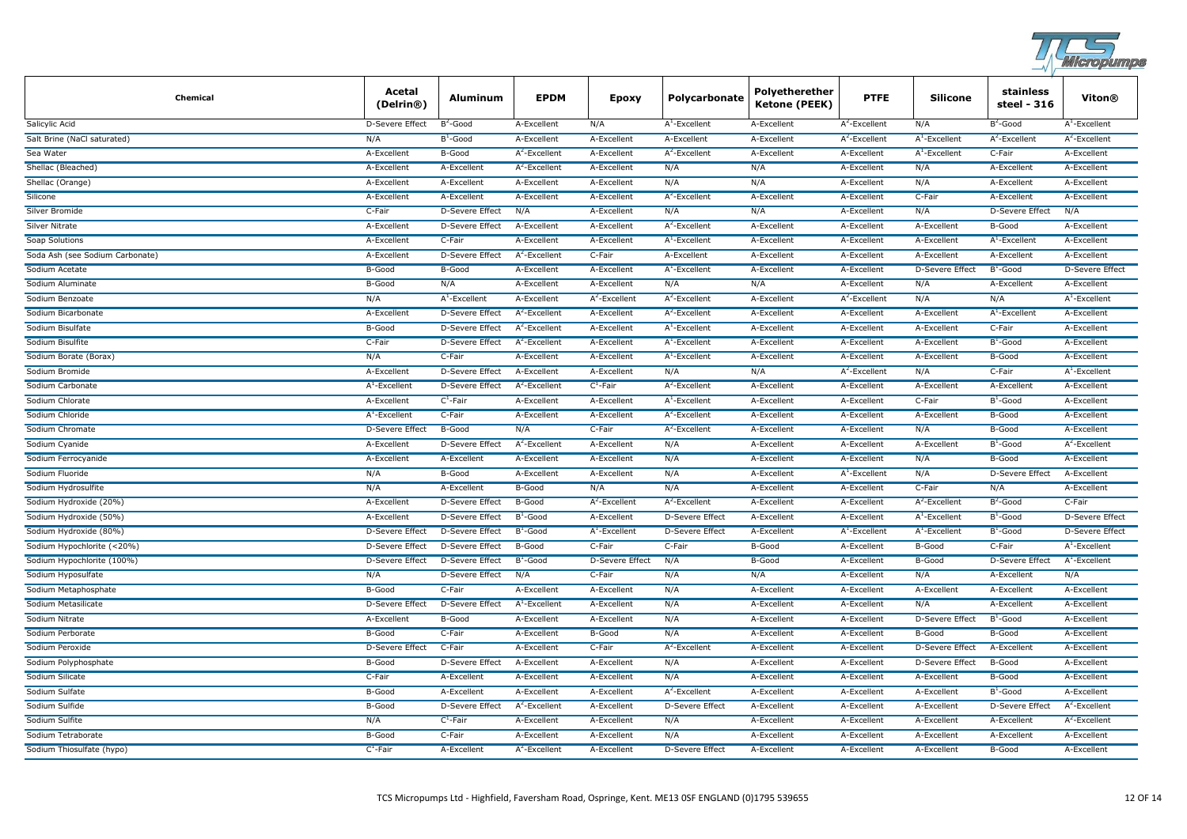| Chemical | Acetal (Delrin®) | Aluminum | EPDM | Epoxy | Polycarbonate | Polyetherether Ketone (PEEK) | PTFE | Silicone | stainless steel - 316 | Viton® |
|---|---|---|---|---|---|---|---|---|---|---|
| Salicylic Acid | D-Severe Effect | B[2]-Good | A-Excellent | N/A | A[1]-Excellent | A-Excellent | A[2]-Excellent | N/A | B[2]-Good | A[1]-Excellent |
| Salt Brine (NaCl saturated) | N/A | B[1]-Good | A-Excellent | A-Excellent | A-Excellent | A-Excellent | A[2]-Excellent | A[1]-Excellent | A[2]-Excellent | A[2]-Excellent |
| Sea Water | A-Excellent | B-Good | A[2]-Excellent | A-Excellent | A[2]-Excellent | A-Excellent | A-Excellent | A[1]-Excellent | C-Fair | A-Excellent |
| Shellac (Bleached) | A-Excellent | A-Excellent | A[2]-Excellent | A-Excellent | N/A | N/A | A-Excellent | N/A | A-Excellent | A-Excellent |
| Shellac (Orange) | A-Excellent | A-Excellent | A[2]-Excellent | A-Excellent | N/A | N/A | A-Excellent | N/A | A-Excellent | A-Excellent |
| Silicone | A-Excellent | A-Excellent | A-Excellent | A-Excellent | A[2]-Excellent | A-Excellent | A-Excellent | C-Fair | A-Excellent | A-Excellent |
| Silver Bromide | C-Fair | D-Severe Effect | N/A | A-Excellent | N/A | N/A | A-Excellent | N/A | D-Severe Effect | N/A |
| Silver Nitrate | A-Excellent | D-Severe Effect | A-Excellent | A-Excellent | A[2]-Excellent | A-Excellent | A-Excellent | A-Excellent | B-Good | A-Excellent |
| Soap Solutions | A-Excellent | C-Fair | A-Excellent | A-Excellent | A[1]-Excellent | A-Excellent | A-Excellent | A-Excellent | A[1]-Excellent | A-Excellent |
| Soda Ash (see Sodium Carbonate) | A-Excellent | D-Severe Effect | A[2]-Excellent | C-Fair | A-Excellent | A-Excellent | A-Excellent | A-Excellent | A-Excellent | A-Excellent |
| Sodium Acetate | B-Good | B-Good | A-Excellent | A-Excellent | A[1]-Excellent | A-Excellent | A-Excellent | D-Severe Effect | B[1]-Good | D-Severe Effect |
| Sodium Aluminate | B-Good | N/A | A-Excellent | A-Excellent | N/A | N/A | A-Excellent | N/A | A-Excellent | A-Excellent |
| Sodium Benzoate | N/A | A[1]-Excellent | A-Excellent | A[2]-Excellent | A[2]-Excellent | A-Excellent | A[2]-Excellent | N/A | N/A | A[1]-Excellent |
| Sodium Bicarbonate | A-Excellent | D-Severe Effect | A[2]-Excellent | A-Excellent | A[2]-Excellent | A-Excellent | A-Excellent | A-Excellent | A[1]-Excellent | A-Excellent |
| Sodium Bisulfate | B-Good | D-Severe Effect | A[2]-Excellent | A-Excellent | A[1]-Excellent | A-Excellent | A-Excellent | A-Excellent | C-Fair | A-Excellent |
| Sodium Bisulfite | C-Fair | D-Severe Effect | A[2]-Excellent | A-Excellent | A[1]-Excellent | A-Excellent | A-Excellent | A-Excellent | B[1]-Good | A-Excellent |
| Sodium Borate (Borax) | N/A | C-Fair | A-Excellent | A-Excellent | A[1]-Excellent | A-Excellent | A-Excellent | A-Excellent | B-Good | A-Excellent |
| Sodium Bromide | A-Excellent | D-Severe Effect | A-Excellent | A-Excellent | N/A | N/A | A[2]-Excellent | N/A | C-Fair | A[1]-Excellent |
| Sodium Carbonate | A[1]-Excellent | D-Severe Effect | A[2]-Excellent | C[1]-Fair | A[2]-Excellent | A-Excellent | A-Excellent | A-Excellent | A-Excellent | A-Excellent |
| Sodium Chlorate | A-Excellent | C[1]-Fair | A-Excellent | A-Excellent | A[1]-Excellent | A-Excellent | A-Excellent | C-Fair | B[1]-Good | A-Excellent |
| Sodium Chloride | A[1]-Excellent | C-Fair | A-Excellent | A-Excellent | A[2]-Excellent | A-Excellent | A-Excellent | A-Excellent | B-Good | A-Excellent |
| Sodium Chromate | D-Severe Effect | B-Good | N/A | C-Fair | A[2]-Excellent | A-Excellent | A-Excellent | N/A | B-Good | A-Excellent |
| Sodium Cyanide | A-Excellent | D-Severe Effect | A[2]-Excellent | A-Excellent | N/A | A-Excellent | A-Excellent | A-Excellent | B[1]-Good | A[2]-Excellent |
| Sodium Ferrocyanide | A-Excellent | A-Excellent | A-Excellent | A-Excellent | N/A | A-Excellent | A-Excellent | N/A | B-Good | A-Excellent |
| Sodium Fluoride | N/A | B-Good | A-Excellent | A-Excellent | N/A | A-Excellent | A[1]-Excellent | N/A | D-Severe Effect | A-Excellent |
| Sodium Hydrosulfite | N/A | A-Excellent | B-Good | N/A | N/A | A-Excellent | A-Excellent | C-Fair | N/A | A-Excellent |
| Sodium Hydroxide (20%) | A-Excellent | D-Severe Effect | B-Good | A[2]-Excellent | A[2]-Excellent | A-Excellent | A-Excellent | A[2]-Excellent | B[2]-Good | C-Fair |
| Sodium Hydroxide (50%) | A-Excellent | D-Severe Effect | B[1]-Good | A-Excellent | D-Severe Effect | A-Excellent | A-Excellent | A[1]-Excellent | B[1]-Good | D-Severe Effect |
| Sodium Hydroxide (80%) | D-Severe Effect | D-Severe Effect | B[1]-Good | A[1]-Excellent | D-Severe Effect | A-Excellent | A[1]-Excellent | A[1]-Excellent | B[1]-Good | D-Severe Effect |
| Sodium Hypochlorite (<20%) | D-Severe Effect | D-Severe Effect | B-Good | C-Fair | C-Fair | B-Good | A-Excellent | B-Good | C-Fair | A[1]-Excellent |
| Sodium Hypochlorite (100%) | D-Severe Effect | D-Severe Effect | B[1]-Good | D-Severe Effect | N/A | B-Good | A-Excellent | B-Good | D-Severe Effect | A[1]-Excellent |
| Sodium Hyposulfate | N/A | D-Severe Effect | N/A | C-Fair | N/A | N/A | A-Excellent | N/A | A-Excellent | N/A |
| Sodium Metaphosphate | B-Good | C-Fair | A-Excellent | A-Excellent | N/A | A-Excellent | A-Excellent | A-Excellent | A-Excellent | A-Excellent |
| Sodium Metasilicate | D-Severe Effect | D-Severe Effect | A[1]-Excellent | A-Excellent | N/A | A-Excellent | A-Excellent | N/A | A-Excellent | A-Excellent |
| Sodium Nitrate | A-Excellent | B-Good | A-Excellent | A-Excellent | N/A | A-Excellent | A-Excellent | D-Severe Effect | B[1]-Good | A-Excellent |
| Sodium Perborate | B-Good | C-Fair | A-Excellent | B-Good | N/A | A-Excellent | A-Excellent | B-Good | B-Good | A-Excellent |
| Sodium Peroxide | D-Severe Effect | C-Fair | A-Excellent | C-Fair | A[2]-Excellent | A-Excellent | A-Excellent | D-Severe Effect | A-Excellent | A-Excellent |
| Sodium Polyphosphate | B-Good | D-Severe Effect | A-Excellent | A-Excellent | N/A | A-Excellent | A-Excellent | D-Severe Effect | B-Good | A-Excellent |
| Sodium Silicate | C-Fair | A-Excellent | A-Excellent | A-Excellent | N/A | A-Excellent | A-Excellent | A-Excellent | B-Good | A-Excellent |
| Sodium Sulfate | B-Good | A-Excellent | A-Excellent | A-Excellent | A[2]-Excellent | A-Excellent | A-Excellent | A-Excellent | B[1]-Good | A-Excellent |
| Sodium Sulfide | B-Good | D-Severe Effect | A[2]-Excellent | A-Excellent | D-Severe Effect | A-Excellent | A-Excellent | A-Excellent | D-Severe Effect | A[2]-Excellent |
| Sodium Sulfite | N/A | C[1]-Fair | A-Excellent | A-Excellent | N/A | A-Excellent | A-Excellent | A-Excellent | A-Excellent | A[2]-Excellent |
| Sodium Tetraborate | B-Good | C-Fair | A-Excellent | A-Excellent | N/A | A-Excellent | A-Excellent | A-Excellent | A-Excellent | A-Excellent |
| Sodium Thiosulfate (hypo) | C[1]-Fair | A-Excellent | A[2]-Excellent | A-Excellent | D-Severe Effect | A-Excellent | A-Excellent | A-Excellent | B-Good | A-Excellent |

TCS Micropumps Ltd - Highfield, Faversham Road, Ospringe, Kent. ME13 0SF ENGLAND (0)1795 539655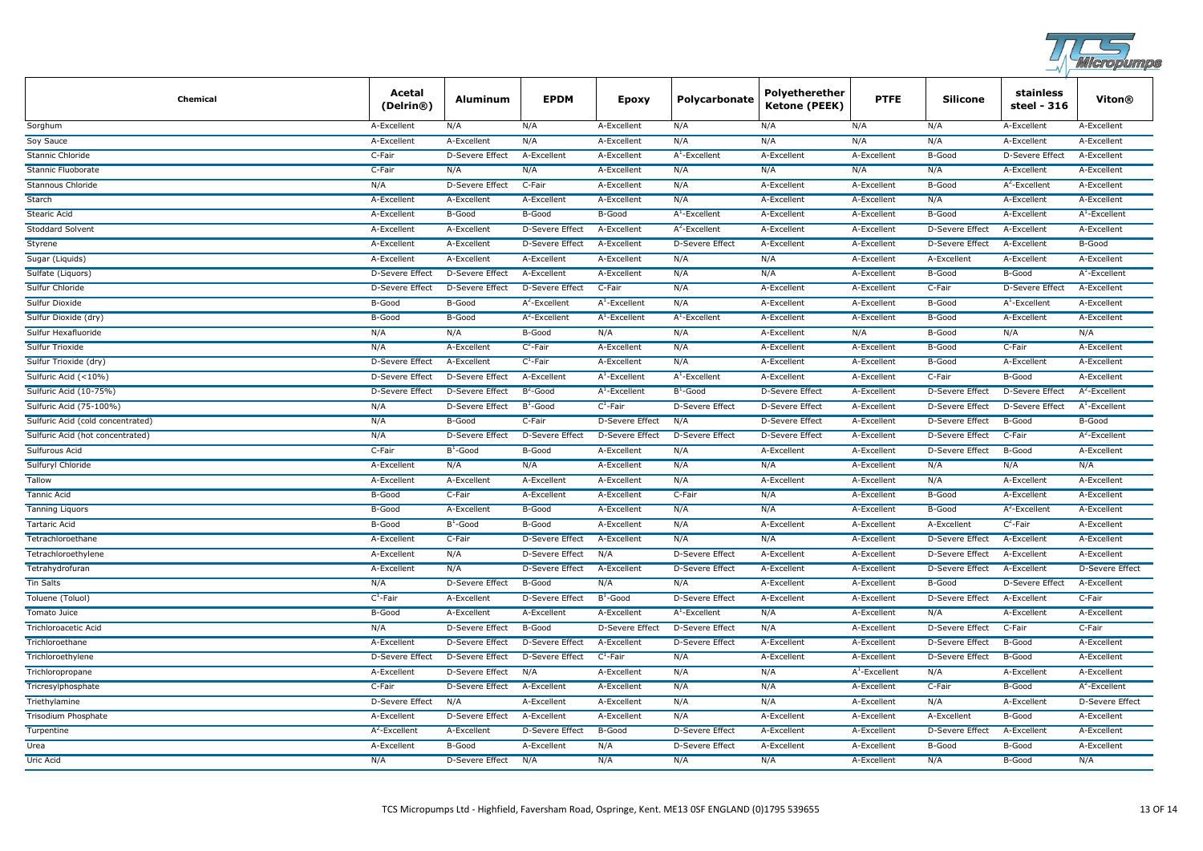| Chemical | Acetal (Delrin®) | Aluminum | EPDM | Epoxy | Polycarbonate | Polyetherether Ketone (PEEK) | PTFE | Silicone | stainless steel - 316 | Viton® |
|---|---|---|---|---|---|---|---|---|---|---|
| Sorghum | A-Excellent | N/A | N/A | A-Excellent | N/A | N/A | N/A | N/A | A-Excellent | A-Excellent |
| Soy Sauce | A-Excellent | A-Excellent | N/A | A-Excellent | N/A | N/A | N/A | N/A | A-Excellent | A-Excellent |
| Stannic Chloride | C-Fair | D-Severe Effect | A-Excellent | A-Excellent | A[1]-Excellent | A-Excellent | A-Excellent | B-Good | D-Severe Effect | A-Excellent |
| Stannic Fluoborate | C-Fair | N/A | N/A | A-Excellent | N/A | N/A | N/A | N/A | A-Excellent | A-Excellent |
| Stannous Chloride | N/A | D-Severe Effect | C-Fair | A-Excellent | N/A | A-Excellent | A-Excellent | B-Good | A[2]-Excellent | A-Excellent |
| Starch | A-Excellent | A-Excellent | A-Excellent | A-Excellent | N/A | A-Excellent | A-Excellent | N/A | A-Excellent | A-Excellent |
| Stearic Acid | A-Excellent | B-Good | B-Good | B-Good | A[1]-Excellent | A-Excellent | A-Excellent | B-Good | A-Excellent | A[1]-Excellent |
| Stoddard Solvent | A-Excellent | A-Excellent | D-Severe Effect | A-Excellent | A[2]-Excellent | A-Excellent | A-Excellent | D-Severe Effect | A-Excellent | A-Excellent |
| Styrene | A-Excellent | A-Excellent | D-Severe Effect | A-Excellent | D-Severe Effect | A-Excellent | A-Excellent | D-Severe Effect | A-Excellent | B-Good |
| Sugar (Liquids) | A-Excellent | A-Excellent | A-Excellent | A-Excellent | N/A | N/A | A-Excellent | A-Excellent | A-Excellent | A-Excellent |
| Sulfate (Liquors) | D-Severe Effect | D-Severe Effect | A-Excellent | A-Excellent | N/A | N/A | A-Excellent | B-Good | B-Good | A[1]-Excellent |
| Sulfur Chloride | D-Severe Effect | D-Severe Effect | D-Severe Effect | C-Fair | N/A | A-Excellent | A-Excellent | C-Fair | D-Severe Effect | A-Excellent |
| Sulfur Dioxide | B-Good | B-Good | A[2]-Excellent | A[1]-Excellent | N/A | A-Excellent | A-Excellent | B-Good | A[1]-Excellent | A-Excellent |
| Sulfur Dioxide (dry) | B-Good | B-Good | A[2]-Excellent | A[1]-Excellent | A[1]-Excellent | A-Excellent | A-Excellent | B-Good | A-Excellent | A-Excellent |
| Sulfur Hexafluoride | N/A | N/A | B-Good | N/A | N/A | A-Excellent | N/A | B-Good | N/A | N/A |
| Sulfur Trioxide | N/A | A-Excellent | C[2]-Fair | A-Excellent | N/A | A-Excellent | A-Excellent | B-Good | C-Fair | A-Excellent |
| Sulfur Trioxide (dry) | D-Severe Effect | A-Excellent | C[1]-Fair | A-Excellent | N/A | A-Excellent | A-Excellent | B-Good | A-Excellent | A-Excellent |
| Sulfuric Acid (<10%) | D-Severe Effect | D-Severe Effect | A-Excellent | A[1]-Excellent | A[1]-Excellent | A-Excellent | A-Excellent | C-Fair | B-Good | A-Excellent |
| Sulfuric Acid (10-75%) | D-Severe Effect | D-Severe Effect | B[2]-Good | A[1]-Excellent | B[1]-Good | D-Severe Effect | A-Excellent | D-Severe Effect | D-Severe Effect | A[2]-Excellent |
| Sulfuric Acid (75-100%) | N/A | D-Severe Effect | B[1]-Good | C[1]-Fair | D-Severe Effect | D-Severe Effect | A-Excellent | D-Severe Effect | D-Severe Effect | A[1]-Excellent |
| Sulfuric Acid (cold concentrated) | N/A | B-Good | C-Fair | D-Severe Effect | N/A | D-Severe Effect | A-Excellent | D-Severe Effect | B-Good | B-Good |
| Sulfuric Acid (hot concentrated) | N/A | D-Severe Effect | D-Severe Effect | D-Severe Effect | D-Severe Effect | D-Severe Effect | A-Excellent | D-Severe Effect | C-Fair | A[2]-Excellent |
| Sulfurous Acid | C-Fair | B[1]-Good | B-Good | A-Excellent | N/A | A-Excellent | A-Excellent | D-Severe Effect | B-Good | A-Excellent |
| Sulfuryl Chloride | A-Excellent | N/A | N/A | A-Excellent | N/A | N/A | A-Excellent | N/A | N/A | N/A |
| Tallow | A-Excellent | A-Excellent | A-Excellent | A-Excellent | N/A | A-Excellent | A-Excellent | N/A | A-Excellent | A-Excellent |
| Tannic Acid | B-Good | C-Fair | A-Excellent | A-Excellent | C-Fair | N/A | A-Excellent | B-Good | A-Excellent | A-Excellent |
| Tanning Liquors | B-Good | A-Excellent | B-Good | A-Excellent | N/A | N/A | A-Excellent | B-Good | A[2]-Excellent | A-Excellent |
| Tartaric Acid | B-Good | B[1]-Good | B-Good | A-Excellent | N/A | A-Excellent | A-Excellent | A-Excellent | C[2]-Fair | A-Excellent |
| Tetrachloroethane | A-Excellent | C-Fair | D-Severe Effect | A-Excellent | N/A | N/A | A-Excellent | D-Severe Effect | A-Excellent | A-Excellent |
| Tetrachloroethylene | A-Excellent | N/A | D-Severe Effect | N/A | D-Severe Effect | A-Excellent | A-Excellent | D-Severe Effect | A-Excellent | A-Excellent |
| Tetrahydrofuran | A-Excellent | N/A | D-Severe Effect | A-Excellent | D-Severe Effect | A-Excellent | A-Excellent | D-Severe Effect | A-Excellent | D-Severe Effect |
| Tin Salts | N/A | D-Severe Effect | B-Good | N/A | N/A | A-Excellent | A-Excellent | B-Good | D-Severe Effect | A-Excellent |
| Toluene (Toluol) | C[1]-Fair | A-Excellent | D-Severe Effect | B[1]-Good | D-Severe Effect | A-Excellent | A-Excellent | D-Severe Effect | A-Excellent | C-Fair |
| Tomato Juice | B-Good | A-Excellent | A-Excellent | A-Excellent | A[1]-Excellent | N/A | A-Excellent | N/A | A-Excellent | A-Excellent |
| Trichloroacetic Acid | N/A | D-Severe Effect | B-Good | D-Severe Effect | D-Severe Effect | N/A | A-Excellent | D-Severe Effect | C-Fair | C-Fair |
| Trichloroethane | A-Excellent | D-Severe Effect | D-Severe Effect | A-Excellent | D-Severe Effect | A-Excellent | A-Excellent | D-Severe Effect | B-Good | A-Excellent |
| Trichloroethylene | D-Severe Effect | D-Severe Effect | D-Severe Effect | C[1]-Fair | N/A | A-Excellent | A-Excellent | D-Severe Effect | B-Good | A-Excellent |
| Trichloropropane | A-Excellent | D-Severe Effect | N/A | A-Excellent | N/A | N/A | A[1]-Excellent | N/A | A-Excellent | A-Excellent |
| Tricresylphosphate | C-Fair | D-Severe Effect | A-Excellent | A-Excellent | N/A | N/A | A-Excellent | C-Fair | B-Good | A[2]-Excellent |
| Triethylamine | D-Severe Effect | N/A | A-Excellent | A-Excellent | N/A | N/A | A-Excellent | N/A | A-Excellent | D-Severe Effect |
| Trisodium Phosphate | A-Excellent | D-Severe Effect | A-Excellent | A-Excellent | N/A | A-Excellent | A-Excellent | A-Excellent | B-Good | A-Excellent |
| Turpentine | A[2]-Excellent | A-Excellent | D-Severe Effect | B-Good | D-Severe Effect | A-Excellent | A-Excellent | D-Severe Effect | A-Excellent | A-Excellent |
| Urea | A-Excellent | B-Good | A-Excellent | N/A | D-Severe Effect | A-Excellent | A-Excellent | B-Good | B-Good | A-Excellent |
| Uric Acid | N/A | D-Severe Effect | N/A | N/A | N/A | N/A | A-Excellent | N/A | B-Good | N/A |

TCS Micropumps Ltd - Highfield, Faversham Road, Ospringe, Kent. ME13 0SF ENGLAND (0)1795 539605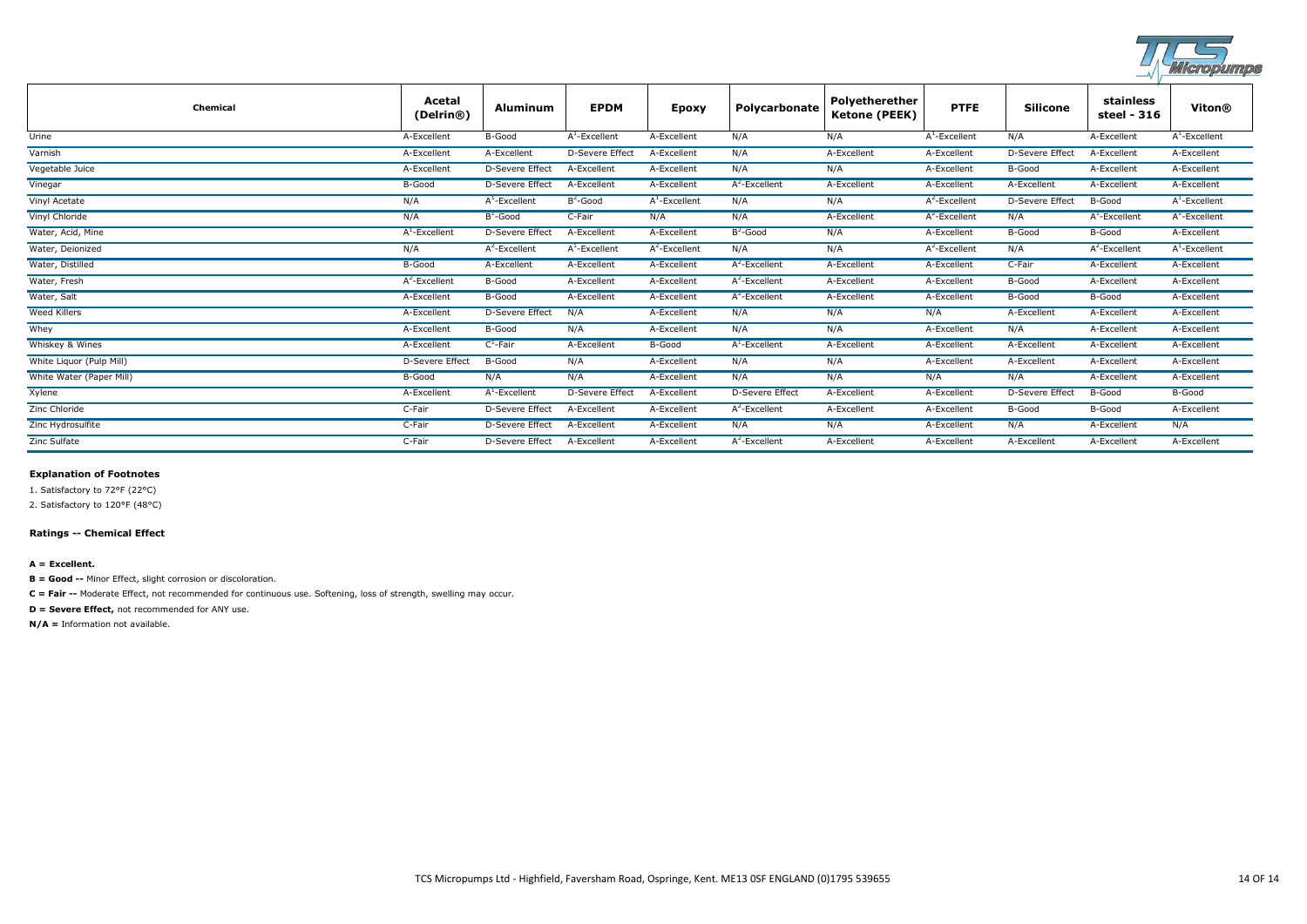| Chemical | Acetal (Delrin®) | Aluminum | EPDM | Epoxy | Polycarbonate | Polyetherether Ketone (PEEK) | PTFE | Silicone | stainless steel - 316 | Viton® |
|---|---|---|---|---|---|---|---|---|---|---|
| Urine | A-Excellent | B-Good | A[1]-Excellent | A-Excellent | N/A | N/A | A[1]-Excellent | N/A | A-Excellent | A[1]-Excellent |
| Varnish | A-Excellent | A-Excellent | D-Severe Effect | A-Excellent | N/A | A-Excellent | A-Excellent | D-Severe Effect | A-Excellent | A-Excellent |
| Vegetable Juice | A-Excellent | D-Severe Effect | A-Excellent | A-Excellent | N/A | N/A | A-Excellent | B-Good | A-Excellent | A-Excellent |
| Vinegar | B-Good | D-Severe Effect | A-Excellent | A-Excellent | A[2]-Excellent | A-Excellent | A-Excellent | A-Excellent | A-Excellent | A-Excellent |
| Vinyl Acetate | N/A | A[1]-Excellent | B[2]-Good | A[1]-Excellent | N/A | N/A | A[2]-Excellent | D-Severe Effect | B-Good | A[1]-Excellent |
| Vinyl Chloride | N/A | B[1]-Good | C-Fair | N/A | N/A | A-Excellent | A[2]-Excellent | N/A | A[1]-Excellent | A[1]-Excellent |
| Water, Acid, Mine | A[1]-Excellent | D-Severe Effect | A-Excellent | A-Excellent | B[2]-Good | N/A | A-Excellent | B-Good | B-Good | A-Excellent |
| Water, Deionized | N/A | A[2]-Excellent | A[1]-Excellent | A[2]-Excellent | N/A | N/A | A[2]-Excellent | N/A | A[2]-Excellent | A[1]-Excellent |
| Water, Distilled | B-Good | A-Excellent | A-Excellent | A-Excellent | A[2]-Excellent | A-Excellent | A-Excellent | C-Fair | A-Excellent | A-Excellent |
| Water, Fresh | A[2]-Excellent | B-Good | A-Excellent | A-Excellent | A[2]-Excellent | A-Excellent | A-Excellent | B-Good | A-Excellent | A-Excellent |
| Water, Salt | A-Excellent | B-Good | A-Excellent | A-Excellent | A[2]-Excellent | A-Excellent | A-Excellent | B-Good | B-Good | A-Excellent |
| Weed Killers | A-Excellent | D-Severe Effect | N/A | A-Excellent | N/A | N/A | N/A | A-Excellent | A-Excellent | A-Excellent |
| Whey | A-Excellent | B-Good | N/A | A-Excellent | N/A | N/A | A-Excellent | N/A | A-Excellent | A-Excellent |
| Whiskey & Wines | A-Excellent | C[1]-Fair | A-Excellent | B-Good | A[1]-Excellent | A-Excellent | A-Excellent | A-Excellent | A-Excellent | A-Excellent |
| White Liquor (Pulp Mill) | D-Severe Effect | B-Good | N/A | A-Excellent | N/A | N/A | A-Excellent | A-Excellent | A-Excellent | A-Excellent |
| White Water (Paper Mill) | B-Good | N/A | N/A | A-Excellent | N/A | N/A | N/A | N/A | A-Excellent | A-Excellent |
| Xylene | A-Excellent | A[1]-Excellent | D-Severe Effect | A-Excellent | D-Severe Effect | A-Excellent | A-Excellent | D-Severe Effect | B-Good | B-Good |
| Zinc Chloride | C-Fair | D-Severe Effect | A-Excellent | A-Excellent | A[2]-Excellent | A-Excellent | A-Excellent | B-Good | B-Good | A-Excellent |
| Zinc Hydrosulfite | C-Fair | D-Severe Effect | A-Excellent | A-Excellent | N/A | N/A | A-Excellent | N/A | A-Excellent | N/A |
| Zinc Sulfate | C-Fair | D-Severe Effect | A-Excellent | A-Excellent | A[2]-Excellent | A-Excellent | A-Excellent | A-Excellent | A-Excellent | A-Excellent |

### Explanation of Footnotes

1. Satisfactory to 72°F (22°C)
2. Satisfactory to 120°F (48°C)

### Ratings -- Chemical Effect

**A = Excellent.**

**B = Good --** Minor Effect, slight corrosion or discoloration.

**C = Fair --** Moderate Effect, not recommended for continuous use. Softening, loss of strength, swelling may occur.

**D = Severe Effect,** not recommended for ANY use.

**N/A =** Information not available.

TCS Micropumps Ltd - Highfield, Faversham Road, Ospringe, Kent. ME13 0SF ENGLAND (0)1795 539655